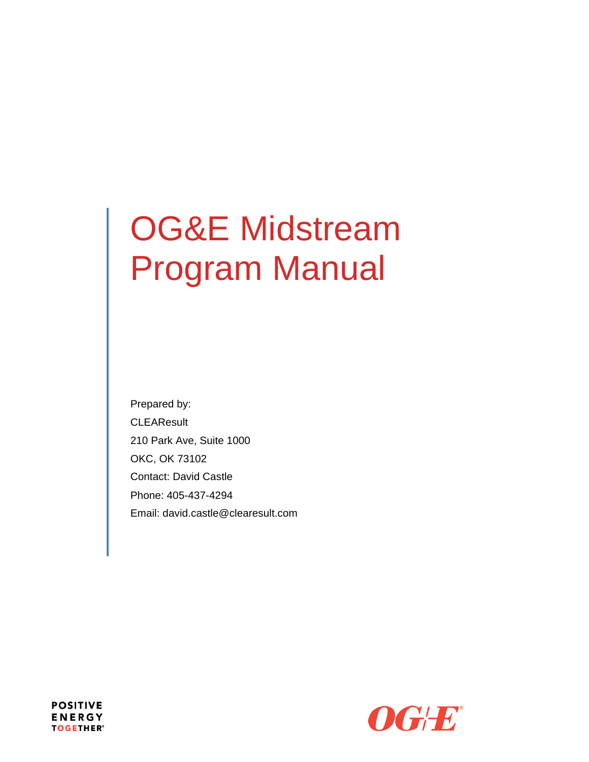# OG&E Midstream Program Manual

Prepared by:

CLEAResult

210 Park Ave, Suite 1000

OKC, OK 73102

Contact: David Castle

Phone: 405-437-4294

Email: david.castle@clearesult.com

POSITIVE ENERGY TOGETHER®

OG&E®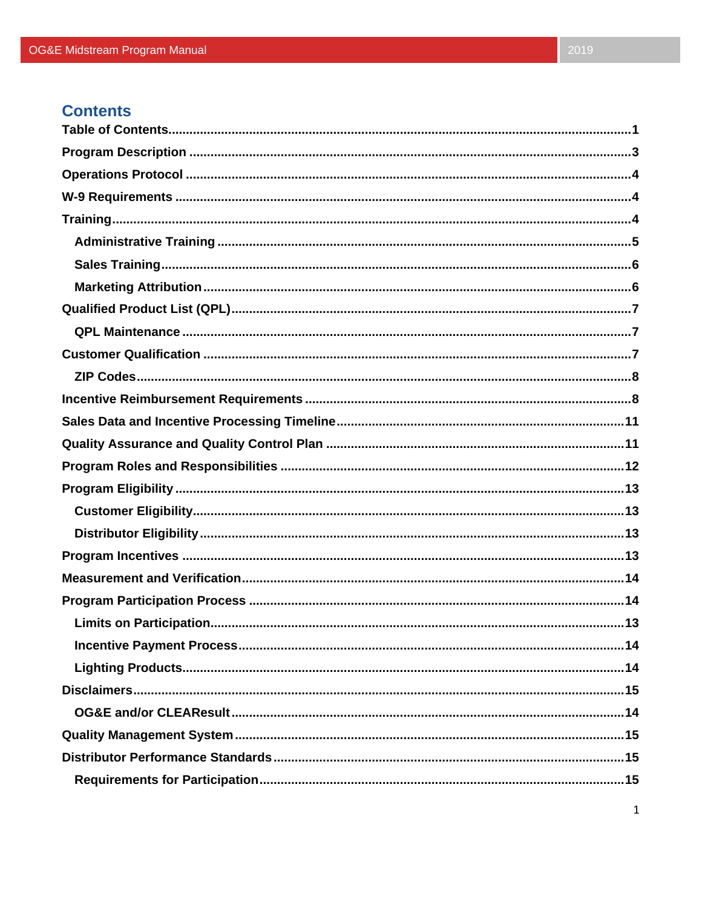## Contents

- **Table of Contents** .......... 1
- **Program Description** .......... 3
- **Operations Protocol** .......... 4
- **W-9 Requirements** .......... 4
- **Training** .......... 4
  - **Administrative Training** .......... 5
  - **Sales Training** .......... 6
  - **Marketing Attribution** .......... 6
- **Qualified Product List (QPL)** .......... 7
  - **QPL Maintenance** .......... 7
- **Customer Qualification** .......... 7
  - **ZIP Codes** .......... 8
- **Incentive Reimbursement Requirements** .......... 8
- **Sales Data and Incentive Processing Timeline** .......... 11
- **Quality Assurance and Quality Control Plan** .......... 11
- **Program Roles and Responsibilities** .......... 12
- **Program Eligibility** .......... 13
  - **Customer Eligibility** .......... 13
  - **Distributor Eligibility** .......... 13
- **Program Incentives** .......... 13
- **Measurement and Verification** .......... 14
- **Program Participation Process** .......... 14
  - **Limits on Participation** .......... 13
  - **Incentive Payment Process** .......... 14
  - **Lighting Products** .......... 14
- **Disclaimers** .......... 15
  - **OG&E and/or CLEAResult** .......... 14
- **Quality Management System** .......... 15
- **Distributor Performance Standards** .......... 15
  - **Requirements for Participation** .......... 15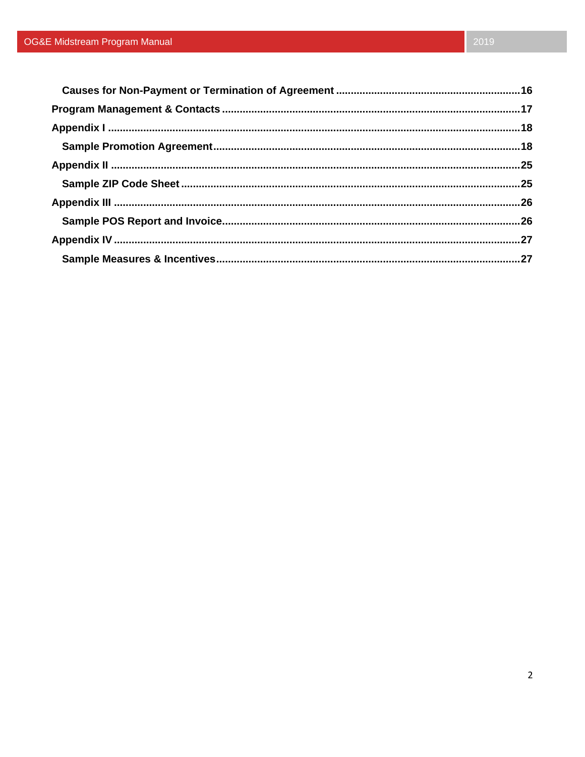- **Causes for Non-Payment or Termination of Agreement** .......... 16
- **Program Management & Contacts** .......... 17
- **Appendix I** .......... 18
  - **Sample Promotion Agreement** .......... 18
- **Appendix II** .......... 25
  - **Sample ZIP Code Sheet** .......... 25
- **Appendix III** .......... 26
  - **Sample POS Report and Invoice** .......... 26
- **Appendix IV** .......... 27
  - **Sample Measures & Incentives** .......... 27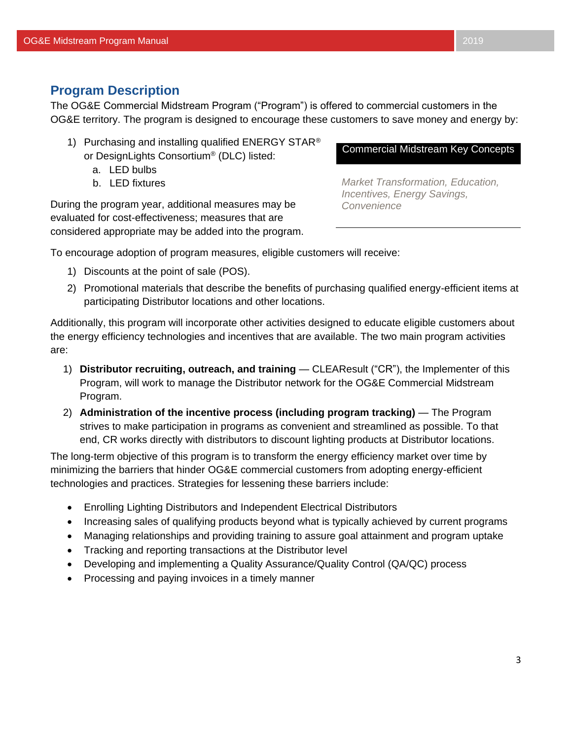## Program Description

The OG&E Commercial Midstream Program ("Program") is offered to commercial customers in the OG&E territory. The program is designed to encourage these customers to save money and energy by:

1) Purchasing and installing qualified ENERGY STAR® or DesignLights Consortium® (DLC) listed:
   a. LED bulbs
   b. LED fixtures

During the program year, additional measures may be evaluated for cost-effectiveness; measures that are considered appropriate may be added into the program.

**Commercial Midstream Key Concepts**

*Market Transformation, Education, Incentives, Energy Savings, Convenience*

To encourage adoption of program measures, eligible customers will receive:

1) Discounts at the point of sale (POS).
2) Promotional materials that describe the benefits of purchasing qualified energy-efficient items at participating Distributor locations and other locations.

Additionally, this program will incorporate other activities designed to educate eligible customers about the energy efficiency technologies and incentives that are available. The two main program activities are:

1) **Distributor recruiting, outreach, and training** — CLEAResult ("CR"), the Implementer of this Program, will work to manage the Distributor network for the OG&E Commercial Midstream Program.
2) **Administration of the incentive process (including program tracking)** — The Program strives to make participation in programs as convenient and streamlined as possible. To that end, CR works directly with distributors to discount lighting products at Distributor locations.

The long-term objective of this program is to transform the energy efficiency market over time by minimizing the barriers that hinder OG&E commercial customers from adopting energy-efficient technologies and practices. Strategies for lessening these barriers include:

- Enrolling Lighting Distributors and Independent Electrical Distributors
- Increasing sales of qualifying products beyond what is typically achieved by current programs
- Managing relationships and providing training to assure goal attainment and program uptake
- Tracking and reporting transactions at the Distributor level
- Developing and implementing a Quality Assurance/Quality Control (QA/QC) process
- Processing and paying invoices in a timely manner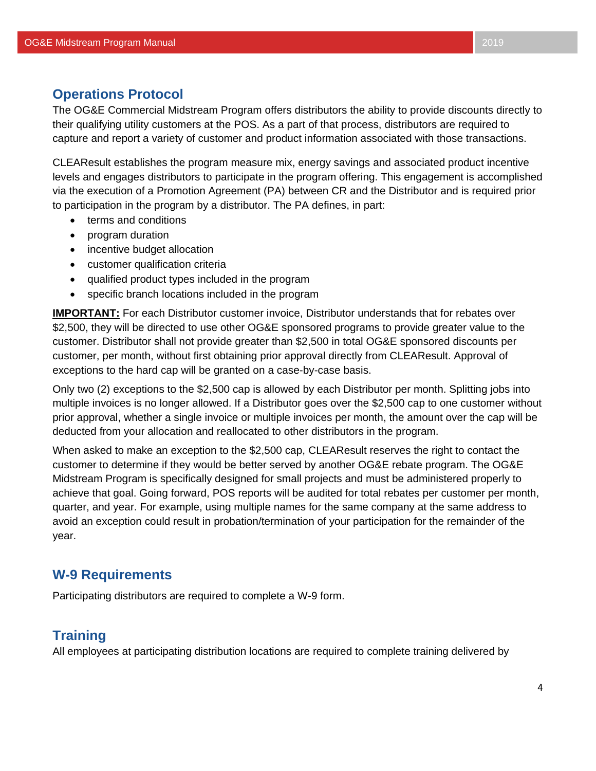## Operations Protocol

The OG&E Commercial Midstream Program offers distributors the ability to provide discounts directly to their qualifying utility customers at the POS. As a part of that process, distributors are required to capture and report a variety of customer and product information associated with those transactions.

CLEAResult establishes the program measure mix, energy savings and associated product incentive levels and engages distributors to participate in the program offering. This engagement is accomplished via the execution of a Promotion Agreement (PA) between CR and the Distributor and is required prior to participation in the program by a distributor. The PA defines, in part:

- terms and conditions
- program duration
- incentive budget allocation
- customer qualification criteria
- qualified product types included in the program
- specific branch locations included in the program

**IMPORTANT:** For each Distributor customer invoice, Distributor understands that for rebates over $2,500, they will be directed to use other OG&E sponsored programs to provide greater value to the customer. Distributor shall not provide greater than $2,500 in total OG&E sponsored discounts per customer, per month, without first obtaining prior approval directly from CLEAResult. Approval of exceptions to the hard cap will be granted on a case-by-case basis.

Only two (2) exceptions to the $2,500 cap is allowed by each Distributor per month. Splitting jobs into multiple invoices is no longer allowed. If a Distributor goes over the $2,500 cap to one customer without prior approval, whether a single invoice or multiple invoices per month, the amount over the cap will be deducted from your allocation and reallocated to other distributors in the program.

When asked to make an exception to the $2,500 cap, CLEAResult reserves the right to contact the customer to determine if they would be better served by another OG&E rebate program. The OG&E Midstream Program is specifically designed for small projects and must be administered properly to achieve that goal. Going forward, POS reports will be audited for total rebates per customer per month, quarter, and year. For example, using multiple names for the same company at the same address to avoid an exception could result in probation/termination of your participation for the remainder of the year.

## W-9 Requirements

Participating distributors are required to complete a W-9 form.

## Training

All employees at participating distribution locations are required to complete training delivered by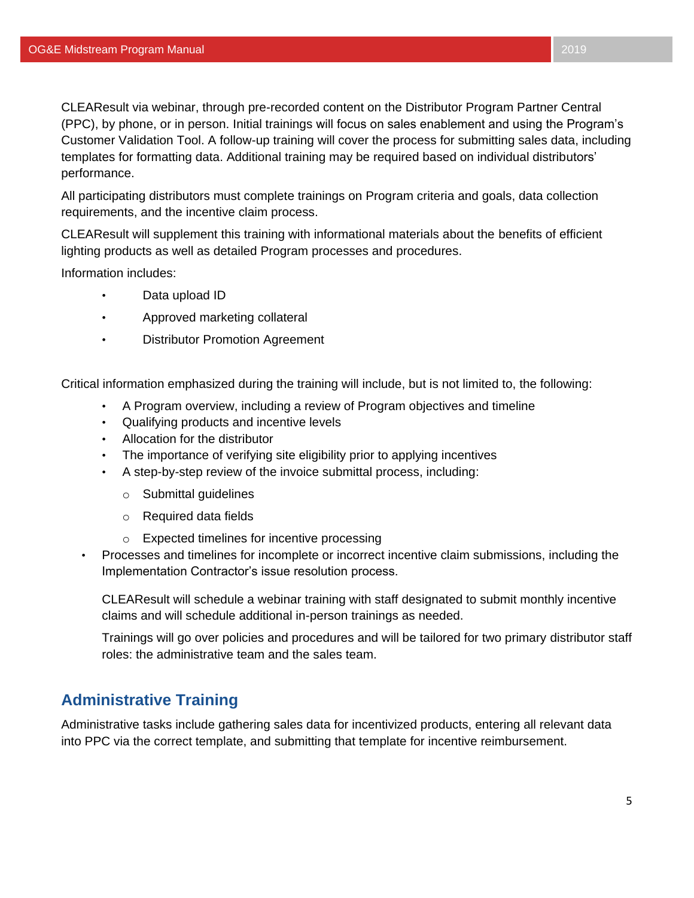CLEAResult via webinar, through pre-recorded content on the Distributor Program Partner Central (PPC), by phone, or in person. Initial trainings will focus on sales enablement and using the Program's Customer Validation Tool. A follow-up training will cover the process for submitting sales data, including templates for formatting data. Additional training may be required based on individual distributors' performance.

All participating distributors must complete trainings on Program criteria and goals, data collection requirements, and the incentive claim process.

CLEAResult will supplement this training with informational materials about the benefits of efficient lighting products as well as detailed Program processes and procedures.

Information includes:

- Data upload ID
- Approved marketing collateral
- Distributor Promotion Agreement

Critical information emphasized during the training will include, but is not limited to, the following:

- A Program overview, including a review of Program objectives and timeline
- Qualifying products and incentive levels
- Allocation for the distributor
- The importance of verifying site eligibility prior to applying incentives
- A step-by-step review of the invoice submittal process, including:
  - Submittal guidelines
  - Required data fields
  - Expected timelines for incentive processing
- Processes and timelines for incomplete or incorrect incentive claim submissions, including the Implementation Contractor's issue resolution process.

  CLEAResult will schedule a webinar training with staff designated to submit monthly incentive claims and will schedule additional in-person trainings as needed.

  Trainings will go over policies and procedures and will be tailored for two primary distributor staff roles: the administrative team and the sales team.

## Administrative Training

Administrative tasks include gathering sales data for incentivized products, entering all relevant data into PPC via the correct template, and submitting that template for incentive reimbursement.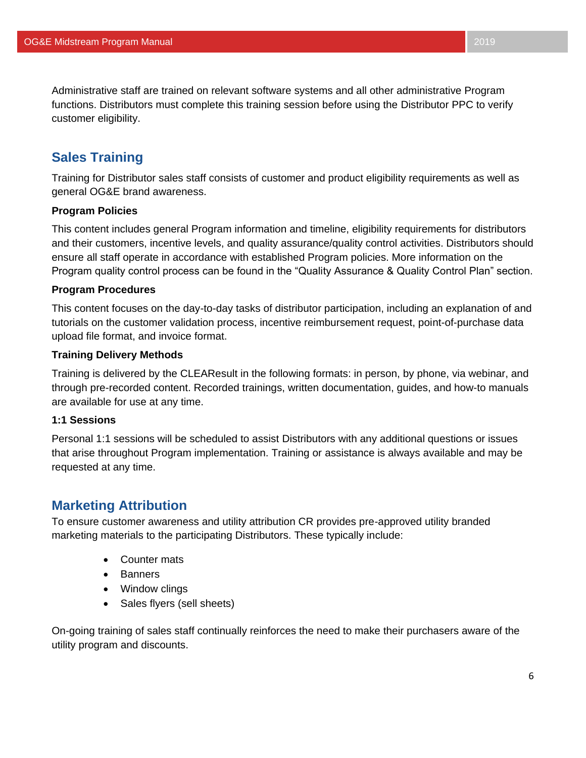Administrative staff are trained on relevant software systems and all other administrative Program functions. Distributors must complete this training session before using the Distributor PPC to verify customer eligibility.

## Sales Training

Training for Distributor sales staff consists of customer and product eligibility requirements as well as general OG&E brand awareness.

**Program Policies**

This content includes general Program information and timeline, eligibility requirements for distributors and their customers, incentive levels, and quality assurance/quality control activities. Distributors should ensure all staff operate in accordance with established Program policies. More information on the Program quality control process can be found in the "Quality Assurance & Quality Control Plan" section.

**Program Procedures**

This content focuses on the day-to-day tasks of distributor participation, including an explanation of and tutorials on the customer validation process, incentive reimbursement request, point-of-purchase data upload file format, and invoice format.

**Training Delivery Methods**

Training is delivered by the CLEAResult in the following formats: in person, by phone, via webinar, and through pre-recorded content. Recorded trainings, written documentation, guides, and how-to manuals are available for use at any time.

**1:1 Sessions**

Personal 1:1 sessions will be scheduled to assist Distributors with any additional questions or issues that arise throughout Program implementation. Training or assistance is always available and may be requested at any time.

## Marketing Attribution

To ensure customer awareness and utility attribution CR provides pre-approved utility branded marketing materials to the participating Distributors. These typically include:

- Counter mats
- Banners
- Window clings
- Sales flyers (sell sheets)

On-going training of sales staff continually reinforces the need to make their purchasers aware of the utility program and discounts.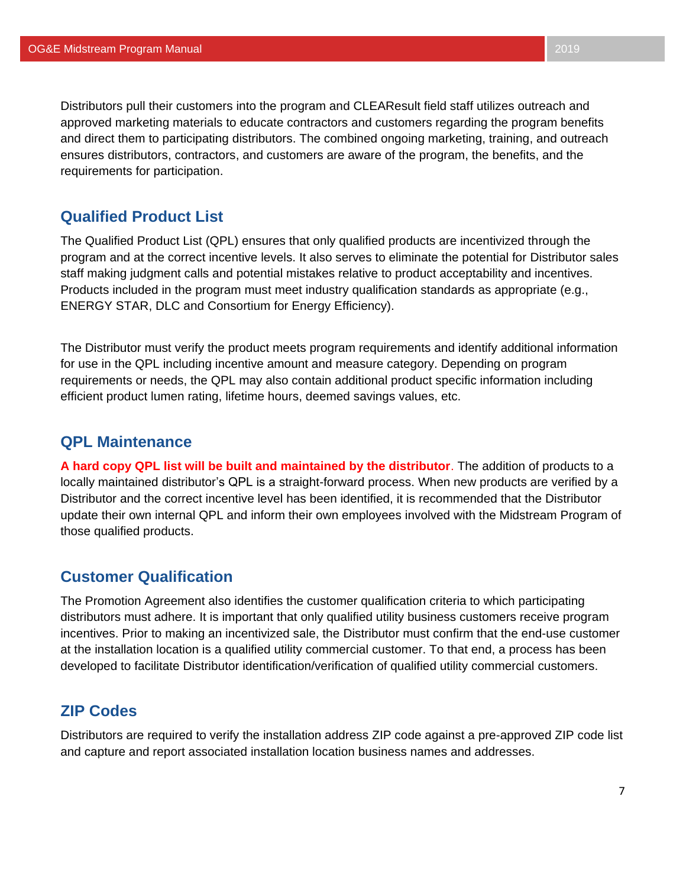Distributors pull their customers into the program and CLEAResult field staff utilizes outreach and approved marketing materials to educate contractors and customers regarding the program benefits and direct them to participating distributors. The combined ongoing marketing, training, and outreach ensures distributors, contractors, and customers are aware of the program, the benefits, and the requirements for participation.

## Qualified Product List

The Qualified Product List (QPL) ensures that only qualified products are incentivized through the program and at the correct incentive levels. It also serves to eliminate the potential for Distributor sales staff making judgment calls and potential mistakes relative to product acceptability and incentives. Products included in the program must meet industry qualification standards as appropriate (e.g., ENERGY STAR, DLC and Consortium for Energy Efficiency).

The Distributor must verify the product meets program requirements and identify additional information for use in the QPL including incentive amount and measure category. Depending on program requirements or needs, the QPL may also contain additional product specific information including efficient product lumen rating, lifetime hours, deemed savings values, etc.

## QPL Maintenance

**A hard copy QPL list will be built and maintained by the distributor**. The addition of products to a locally maintained distributor's QPL is a straight-forward process. When new products are verified by a Distributor and the correct incentive level has been identified, it is recommended that the Distributor update their own internal QPL and inform their own employees involved with the Midstream Program of those qualified products.

## Customer Qualification

The Promotion Agreement also identifies the customer qualification criteria to which participating distributors must adhere. It is important that only qualified utility business customers receive program incentives. Prior to making an incentivized sale, the Distributor must confirm that the end-use customer at the installation location is a qualified utility commercial customer. To that end, a process has been developed to facilitate Distributor identification/verification of qualified utility commercial customers.

## ZIP Codes

Distributors are required to verify the installation address ZIP code against a pre-approved ZIP code list and capture and report associated installation location business names and addresses.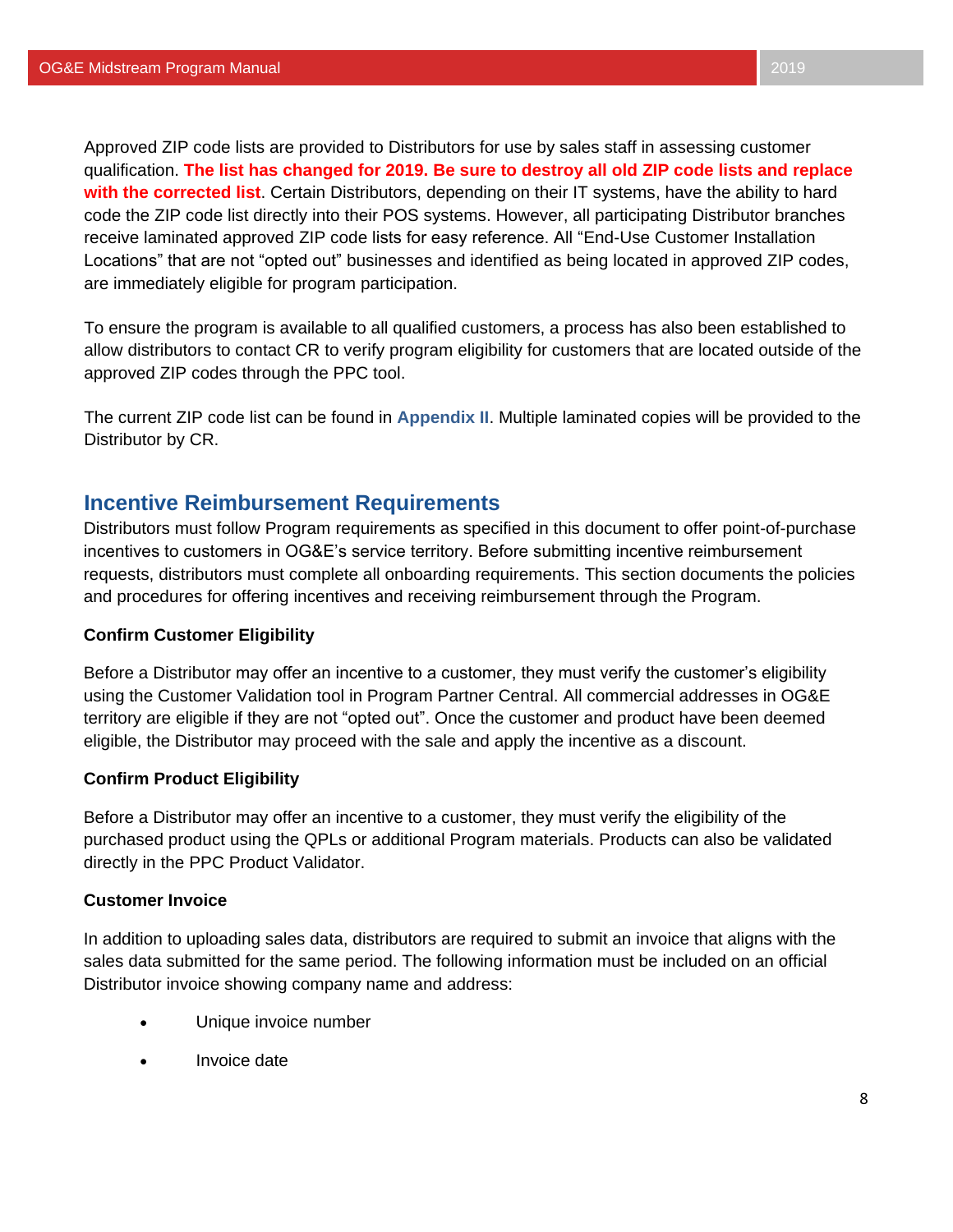Approved ZIP code lists are provided to Distributors for use by sales staff in assessing customer qualification. **The list has changed for 2019. Be sure to destroy all old ZIP code lists and replace with the corrected list**. Certain Distributors, depending on their IT systems, have the ability to hard code the ZIP code list directly into their POS systems. However, all participating Distributor branches receive laminated approved ZIP code lists for easy reference. All "End-Use Customer Installation Locations" that are not "opted out" businesses and identified as being located in approved ZIP codes, are immediately eligible for program participation.

To ensure the program is available to all qualified customers, a process has also been established to allow distributors to contact CR to verify program eligibility for customers that are located outside of the approved ZIP codes through the PPC tool.

The current ZIP code list can be found in **Appendix II**. Multiple laminated copies will be provided to the Distributor by CR.

## Incentive Reimbursement Requirements

Distributors must follow Program requirements as specified in this document to offer point-of-purchase incentives to customers in OG&E's service territory. Before submitting incentive reimbursement requests, distributors must complete all onboarding requirements. This section documents the policies and procedures for offering incentives and receiving reimbursement through the Program.

**Confirm Customer Eligibility**

Before a Distributor may offer an incentive to a customer, they must verify the customer's eligibility using the Customer Validation tool in Program Partner Central. All commercial addresses in OG&E territory are eligible if they are not "opted out". Once the customer and product have been deemed eligible, the Distributor may proceed with the sale and apply the incentive as a discount.

**Confirm Product Eligibility**

Before a Distributor may offer an incentive to a customer, they must verify the eligibility of the purchased product using the QPLs or additional Program materials. Products can also be validated directly in the PPC Product Validator.

**Customer Invoice**

In addition to uploading sales data, distributors are required to submit an invoice that aligns with the sales data submitted for the same period. The following information must be included on an official Distributor invoice showing company name and address:

- Unique invoice number
- Invoice date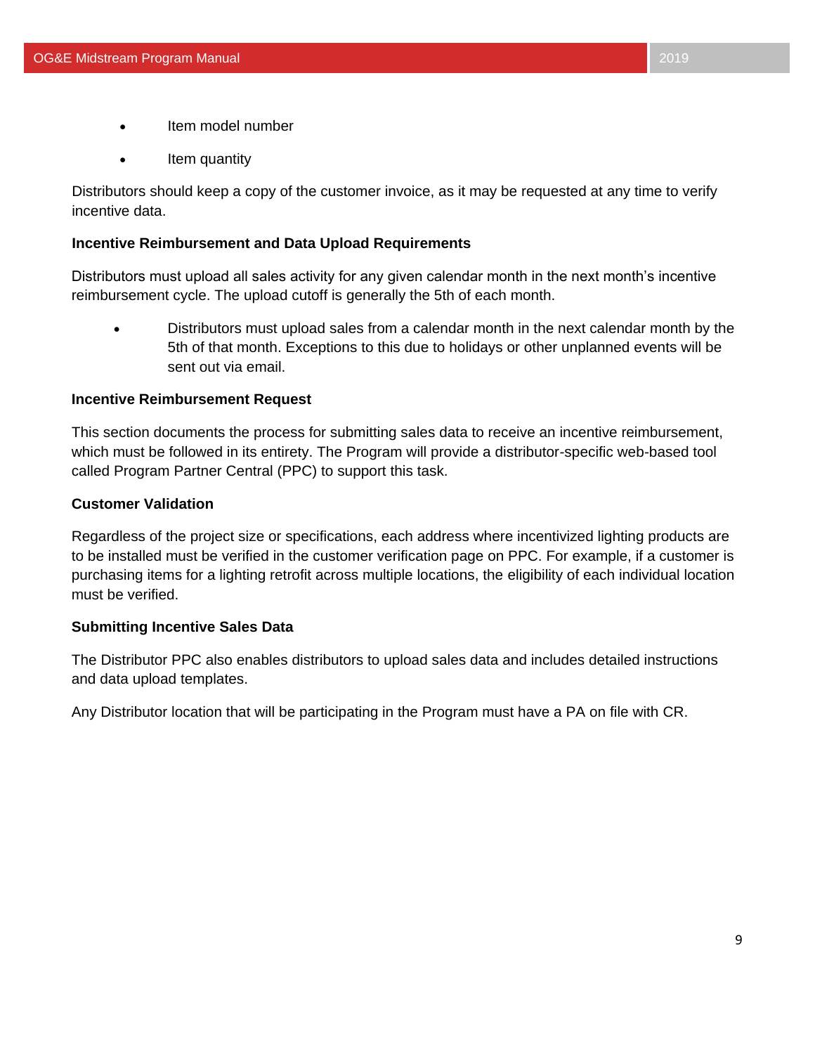- Item model number
- Item quantity

Distributors should keep a copy of the customer invoice, as it may be requested at any time to verify incentive data.

**Incentive Reimbursement and Data Upload Requirements**

Distributors must upload all sales activity for any given calendar month in the next month's incentive reimbursement cycle. The upload cutoff is generally the 5th of each month.

- Distributors must upload sales from a calendar month in the next calendar month by the 5th of that month. Exceptions to this due to holidays or other unplanned events will be sent out via email.

**Incentive Reimbursement Request**

This section documents the process for submitting sales data to receive an incentive reimbursement, which must be followed in its entirety. The Program will provide a distributor-specific web-based tool called Program Partner Central (PPC) to support this task.

**Customer Validation**

Regardless of the project size or specifications, each address where incentivized lighting products are to be installed must be verified in the customer verification page on PPC. For example, if a customer is purchasing items for a lighting retrofit across multiple locations, the eligibility of each individual location must be verified.

**Submitting Incentive Sales Data**

The Distributor PPC also enables distributors to upload sales data and includes detailed instructions and data upload templates.

Any Distributor location that will be participating in the Program must have a PA on file with CR.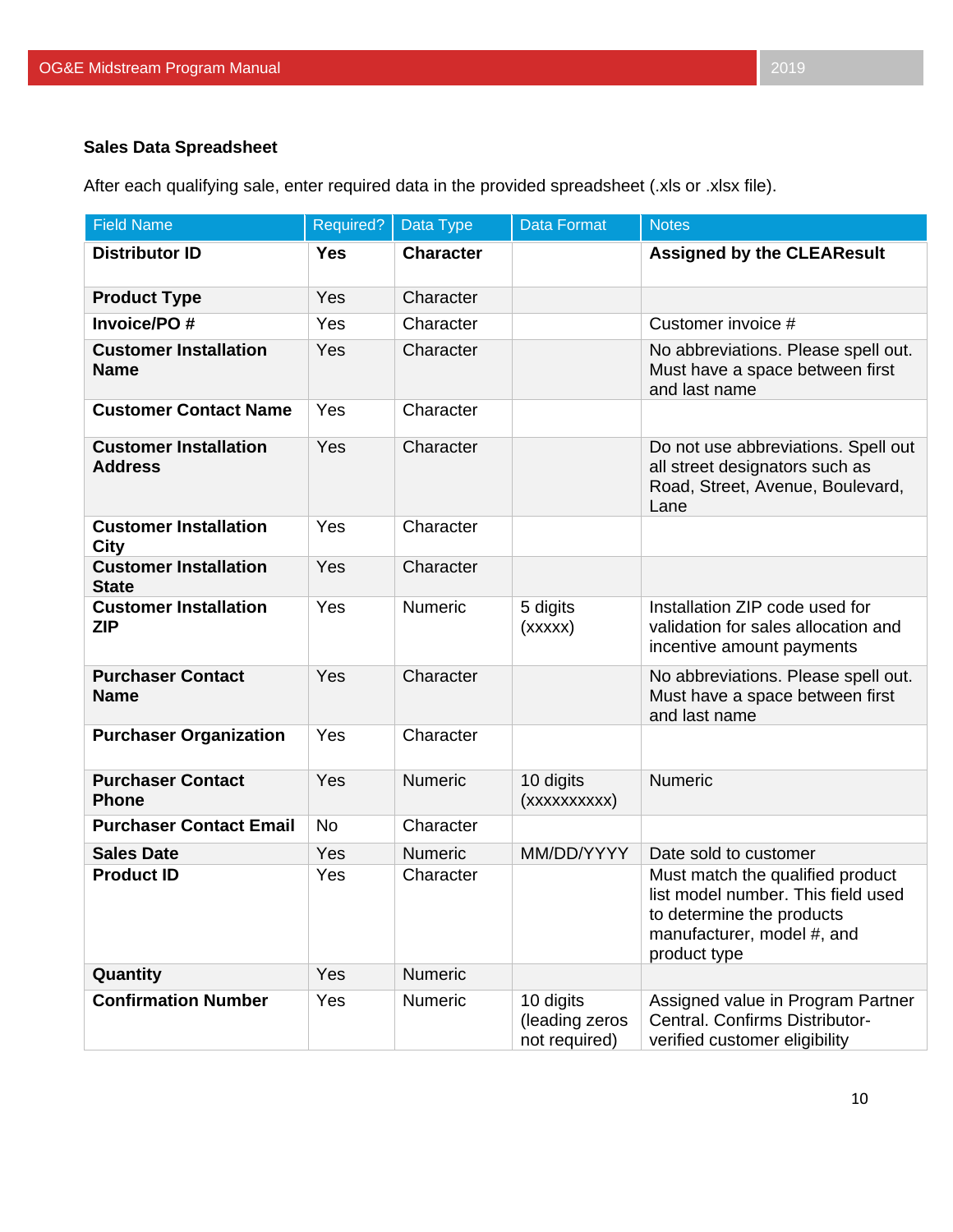### Sales Data Spreadsheet

After each qualifying sale, enter required data in the provided spreadsheet (.xls or .xlsx file).

| Field Name | Required? | Data Type | Data Format | Notes |
|---|---|---|---|---|
| **Distributor ID** | **Yes** | **Character** | | **Assigned by the CLEAResult** |
| **Product Type** | Yes | Character | | |
| **Invoice/PO #** | Yes | Character | | Customer invoice # |
| **Customer Installation Name** | Yes | Character | | No abbreviations. Please spell out. Must have a space between first and last name |
| **Customer Contact Name** | Yes | Character | | |
| **Customer Installation Address** | Yes | Character | | Do not use abbreviations. Spell out all street designators such as Road, Street, Avenue, Boulevard, Lane |
| **Customer Installation City** | Yes | Character | | |
| **Customer Installation State** | Yes | Character | | |
| **Customer Installation ZIP** | Yes | Numeric | 5 digits (xxxxx) | Installation ZIP code used for validation for sales allocation and incentive amount payments |
| **Purchaser Contact Name** | Yes | Character | | No abbreviations. Please spell out. Must have a space between first and last name |
| **Purchaser Organization** | Yes | Character | | |
| **Purchaser Contact Phone** | Yes | Numeric | 10 digits (xxxxxxxxxx) | Numeric |
| **Purchaser Contact Email** | No | Character | | |
| **Sales Date** | Yes | Numeric | MM/DD/YYYY | Date sold to customer |
| **Product ID** | Yes | Character | | Must match the qualified product list model number. This field used to determine the products manufacturer, model #, and product type |
| **Quantity** | Yes | Numeric | | |
| **Confirmation Number** | Yes | Numeric | 10 digits (leading zeros not required) | Assigned value in Program Partner Central. Confirms Distributor-verified customer eligibility |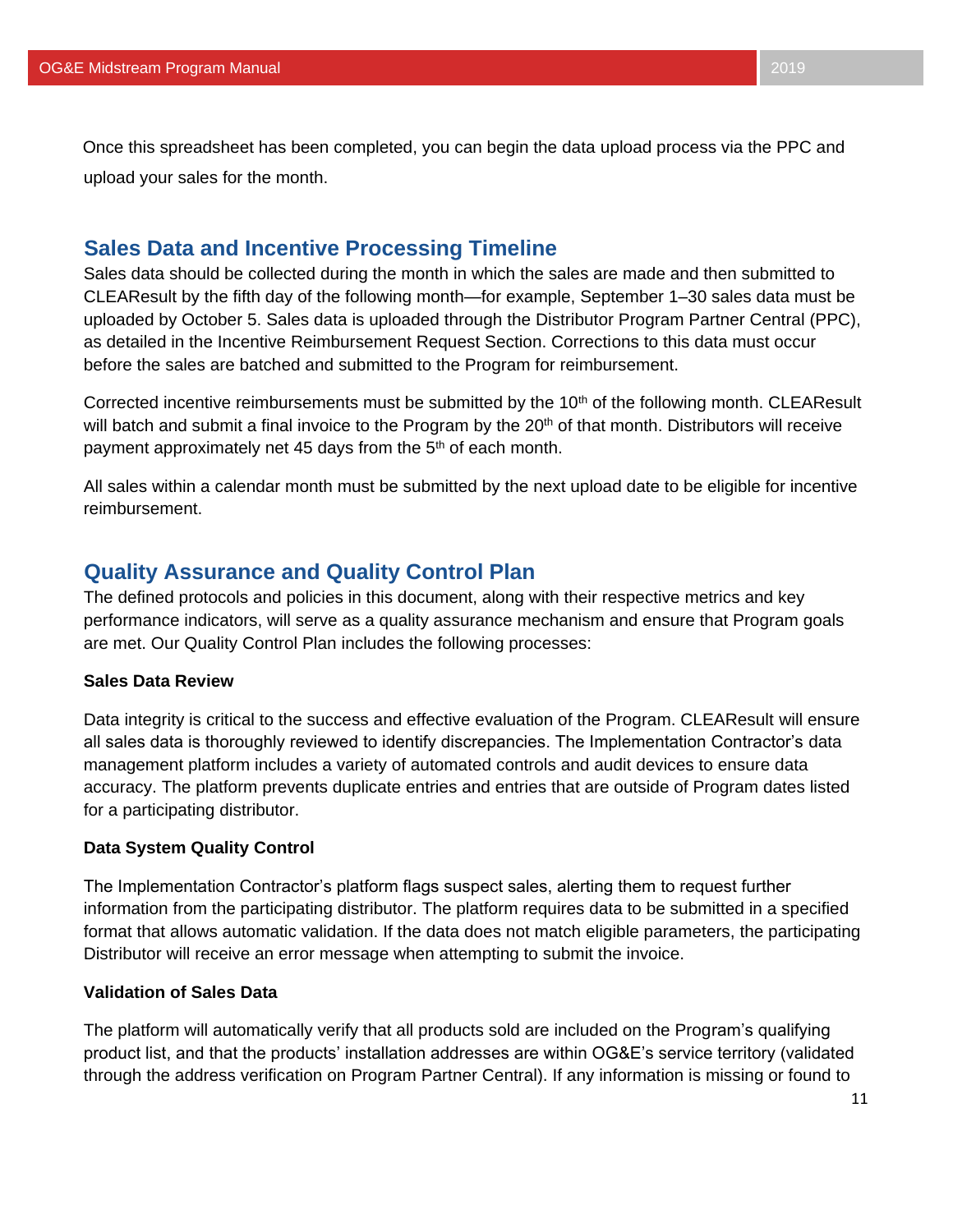Once this spreadsheet has been completed, you can begin the data upload process via the PPC and upload your sales for the month.

## Sales Data and Incentive Processing Timeline

Sales data should be collected during the month in which the sales are made and then submitted to CLEAResult by the fifth day of the following month—for example, September 1–30 sales data must be uploaded by October 5. Sales data is uploaded through the Distributor Program Partner Central (PPC), as detailed in the Incentive Reimbursement Request Section. Corrections to this data must occur before the sales are batched and submitted to the Program for reimbursement.

Corrected incentive reimbursements must be submitted by the 10th of the following month. CLEAResult will batch and submit a final invoice to the Program by the 20th of that month. Distributors will receive payment approximately net 45 days from the 5th of each month.

All sales within a calendar month must be submitted by the next upload date to be eligible for incentive reimbursement.

## Quality Assurance and Quality Control Plan

The defined protocols and policies in this document, along with their respective metrics and key performance indicators, will serve as a quality assurance mechanism and ensure that Program goals are met. Our Quality Control Plan includes the following processes:

**Sales Data Review**

Data integrity is critical to the success and effective evaluation of the Program. CLEAResult will ensure all sales data is thoroughly reviewed to identify discrepancies. The Implementation Contractor's data management platform includes a variety of automated controls and audit devices to ensure data accuracy. The platform prevents duplicate entries and entries that are outside of Program dates listed for a participating distributor.

**Data System Quality Control**

The Implementation Contractor's platform flags suspect sales, alerting them to request further information from the participating distributor. The platform requires data to be submitted in a specified format that allows automatic validation. If the data does not match eligible parameters, the participating Distributor will receive an error message when attempting to submit the invoice.

**Validation of Sales Data**

The platform will automatically verify that all products sold are included on the Program's qualifying product list, and that the products' installation addresses are within OG&E's service territory (validated through the address verification on Program Partner Central). If any information is missing or found to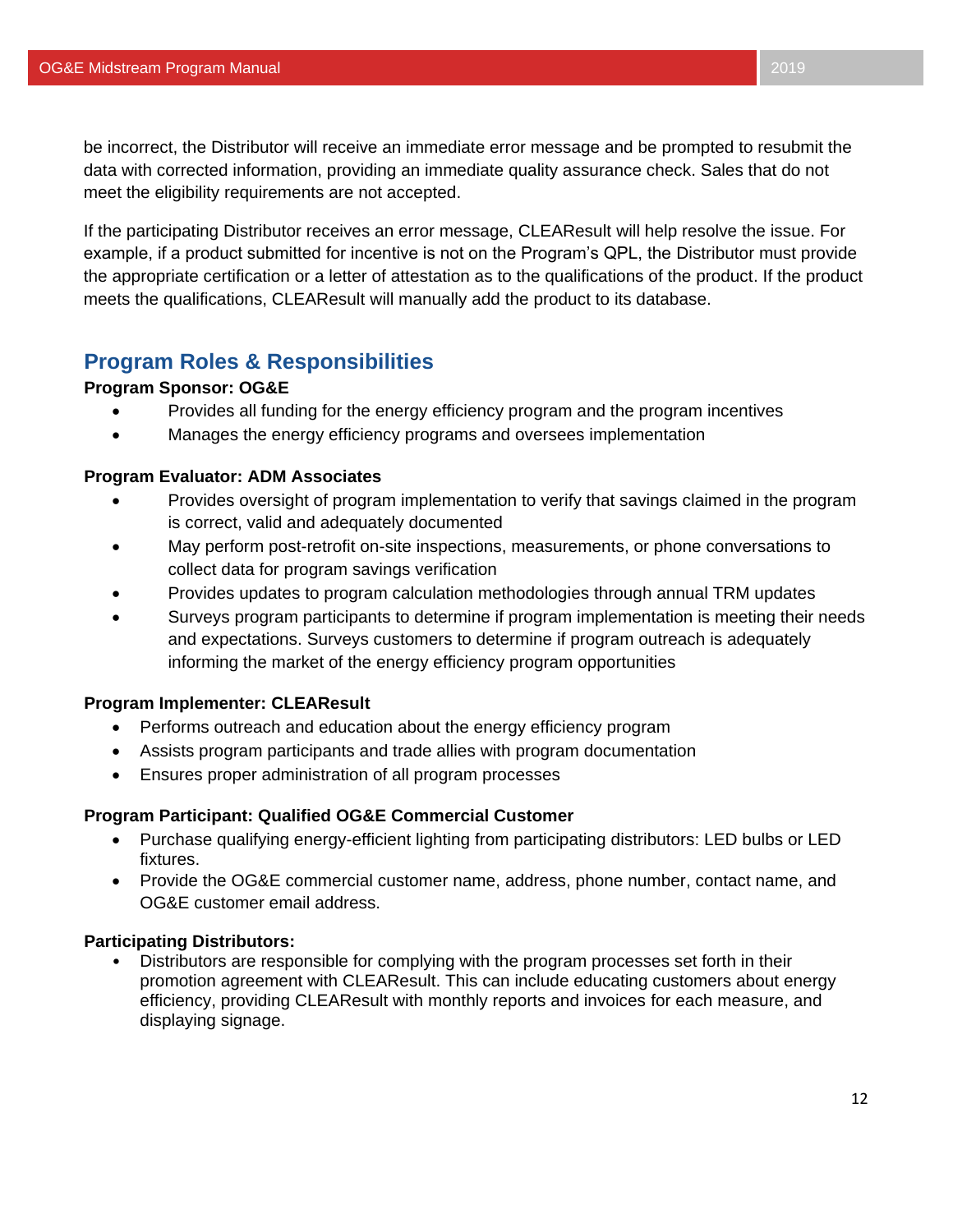be incorrect, the Distributor will receive an immediate error message and be prompted to resubmit the data with corrected information, providing an immediate quality assurance check. Sales that do not meet the eligibility requirements are not accepted.

If the participating Distributor receives an error message, CLEAResult will help resolve the issue. For example, if a product submitted for incentive is not on the Program's QPL, the Distributor must provide the appropriate certification or a letter of attestation as to the qualifications of the product. If the product meets the qualifications, CLEAResult will manually add the product to its database.

## Program Roles & Responsibilities

**Program Sponsor: OG&E**

- Provides all funding for the energy efficiency program and the program incentives
- Manages the energy efficiency programs and oversees implementation

**Program Evaluator: ADM Associates**

- Provides oversight of program implementation to verify that savings claimed in the program is correct, valid and adequately documented
- May perform post-retrofit on-site inspections, measurements, or phone conversations to collect data for program savings verification
- Provides updates to program calculation methodologies through annual TRM updates
- Surveys program participants to determine if program implementation is meeting their needs and expectations. Surveys customers to determine if program outreach is adequately informing the market of the energy efficiency program opportunities

**Program Implementer: CLEAResult**

- Performs outreach and education about the energy efficiency program
- Assists program participants and trade allies with program documentation
- Ensures proper administration of all program processes

**Program Participant: Qualified OG&E Commercial Customer**

- Purchase qualifying energy-efficient lighting from participating distributors: LED bulbs or LED fixtures.
- Provide the OG&E commercial customer name, address, phone number, contact name, and OG&E customer email address.

**Participating Distributors:**

- Distributors are responsible for complying with the program processes set forth in their promotion agreement with CLEAResult. This can include educating customers about energy efficiency, providing CLEAResult with monthly reports and invoices for each measure, and displaying signage.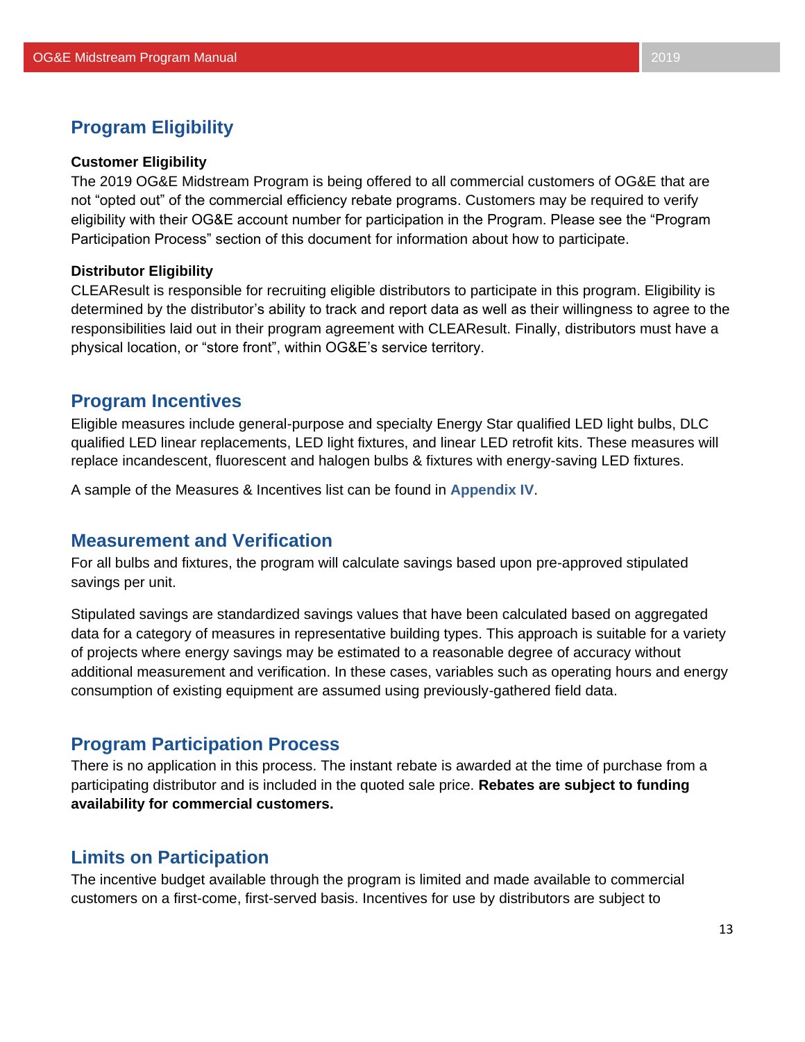## Program Eligibility

**Customer Eligibility**

The 2019 OG&E Midstream Program is being offered to all commercial customers of OG&E that are not "opted out" of the commercial efficiency rebate programs. Customers may be required to verify eligibility with their OG&E account number for participation in the Program. Please see the "Program Participation Process" section of this document for information about how to participate.

**Distributor Eligibility**

CLEAResult is responsible for recruiting eligible distributors to participate in this program. Eligibility is determined by the distributor's ability to track and report data as well as their willingness to agree to the responsibilities laid out in their program agreement with CLEAResult. Finally, distributors must have a physical location, or "store front", within OG&E's service territory.

## Program Incentives

Eligible measures include general-purpose and specialty Energy Star qualified LED light bulbs, DLC qualified LED linear replacements, LED light fixtures, and linear LED retrofit kits. These measures will replace incandescent, fluorescent and halogen bulbs & fixtures with energy-saving LED fixtures.

A sample of the Measures & Incentives list can be found in **Appendix IV**.

## Measurement and Verification

For all bulbs and fixtures, the program will calculate savings based upon pre-approved stipulated savings per unit.

Stipulated savings are standardized savings values that have been calculated based on aggregated data for a category of measures in representative building types. This approach is suitable for a variety of projects where energy savings may be estimated to a reasonable degree of accuracy without additional measurement and verification. In these cases, variables such as operating hours and energy consumption of existing equipment are assumed using previously-gathered field data.

## Program Participation Process

There is no application in this process. The instant rebate is awarded at the time of purchase from a participating distributor and is included in the quoted sale price. **Rebates are subject to funding availability for commercial customers.**

## Limits on Participation

The incentive budget available through the program is limited and made available to commercial customers on a first-come, first-served basis. Incentives for use by distributors are subject to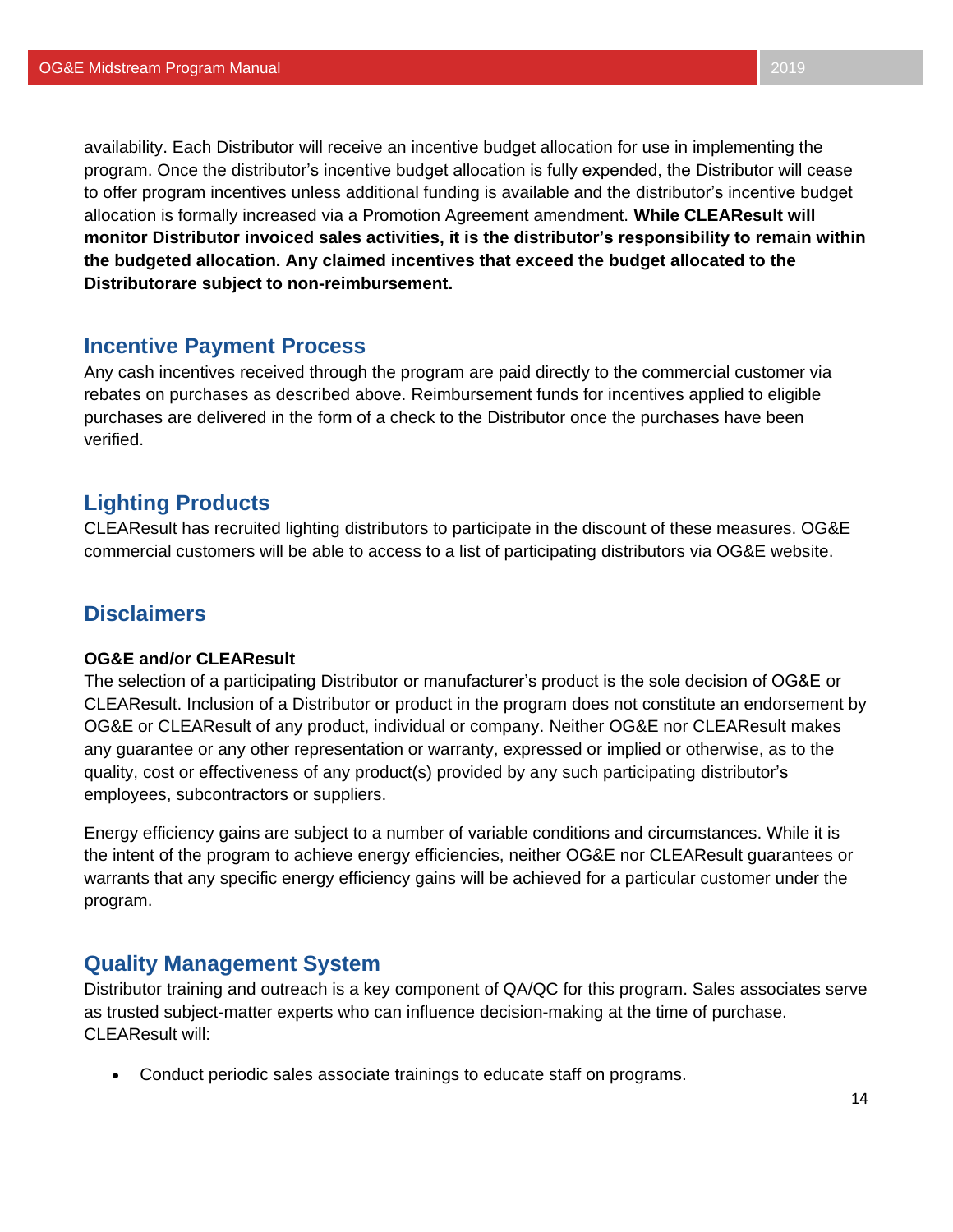availability. Each Distributor will receive an incentive budget allocation for use in implementing the program. Once the distributor's incentive budget allocation is fully expended, the Distributor will cease to offer program incentives unless additional funding is available and the distributor's incentive budget allocation is formally increased via a Promotion Agreement amendment. **While CLEAResult will monitor Distributor invoiced sales activities, it is the distributor's responsibility to remain within the budgeted allocation. Any claimed incentives that exceed the budget allocated to the Distributorare subject to non-reimbursement.**

## Incentive Payment Process

Any cash incentives received through the program are paid directly to the commercial customer via rebates on purchases as described above. Reimbursement funds for incentives applied to eligible purchases are delivered in the form of a check to the Distributor once the purchases have been verified.

## Lighting Products

CLEAResult has recruited lighting distributors to participate in the discount of these measures. OG&E commercial customers will be able to access to a list of participating distributors via OG&E website.

## Disclaimers

**OG&E and/or CLEAResult**

The selection of a participating Distributor or manufacturer's product is the sole decision of OG&E or CLEAResult. Inclusion of a Distributor or product in the program does not constitute an endorsement by OG&E or CLEAResult of any product, individual or company. Neither OG&E nor CLEAResult makes any guarantee or any other representation or warranty, expressed or implied or otherwise, as to the quality, cost or effectiveness of any product(s) provided by any such participating distributor's employees, subcontractors or suppliers.

Energy efficiency gains are subject to a number of variable conditions and circumstances. While it is the intent of the program to achieve energy efficiencies, neither OG&E nor CLEAResult guarantees or warrants that any specific energy efficiency gains will be achieved for a particular customer under the program.

## Quality Management System

Distributor training and outreach is a key component of QA/QC for this program. Sales associates serve as trusted subject-matter experts who can influence decision-making at the time of purchase. CLEAResult will:

- Conduct periodic sales associate trainings to educate staff on programs.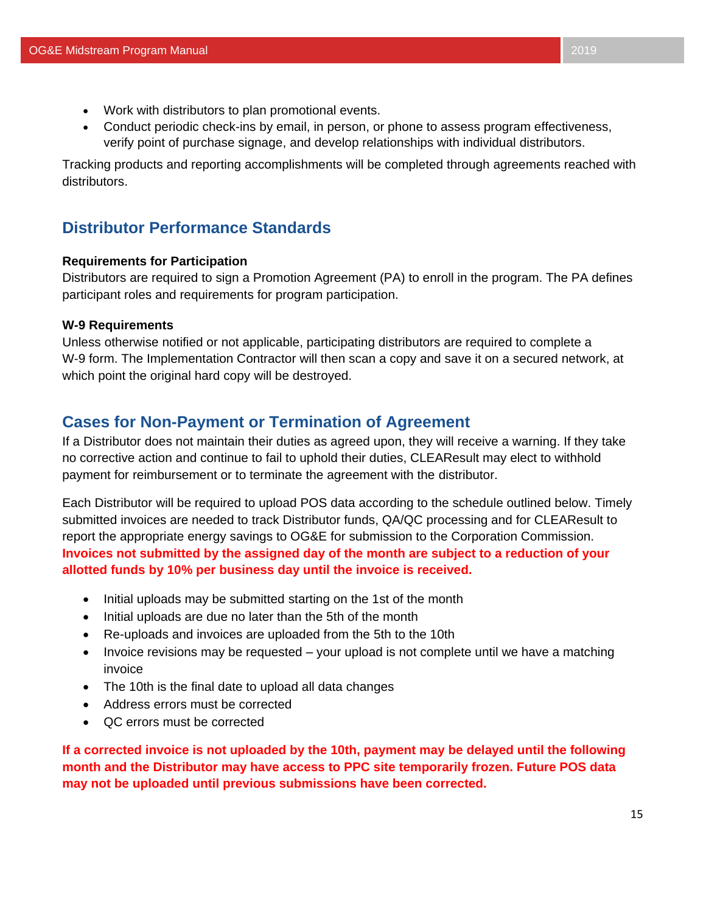- Work with distributors to plan promotional events.
- Conduct periodic check-ins by email, in person, or phone to assess program effectiveness, verify point of purchase signage, and develop relationships with individual distributors.

Tracking products and reporting accomplishments will be completed through agreements reached with distributors.

## Distributor Performance Standards

**Requirements for Participation**

Distributors are required to sign a Promotion Agreement (PA) to enroll in the program. The PA defines participant roles and requirements for program participation.

**W-9 Requirements**

Unless otherwise notified or not applicable, participating distributors are required to complete a W-9 form. The Implementation Contractor will then scan a copy and save it on a secured network, at which point the original hard copy will be destroyed.

## Cases for Non-Payment or Termination of Agreement

If a Distributor does not maintain their duties as agreed upon, they will receive a warning. If they take no corrective action and continue to fail to uphold their duties, CLEAResult may elect to withhold payment for reimbursement or to terminate the agreement with the distributor.

Each Distributor will be required to upload POS data according to the schedule outlined below. Timely submitted invoices are needed to track Distributor funds, QA/QC processing and for CLEAResult to report the appropriate energy savings to OG&E for submission to the Corporation Commission. **Invoices not submitted by the assigned day of the month are subject to a reduction of your allotted funds by 10% per business day until the invoice is received.**

- Initial uploads may be submitted starting on the 1st of the month
- Initial uploads are due no later than the 5th of the month
- Re-uploads and invoices are uploaded from the 5th to the 10th
- Invoice revisions may be requested – your upload is not complete until we have a matching invoice
- The 10th is the final date to upload all data changes
- Address errors must be corrected
- QC errors must be corrected

**If a corrected invoice is not uploaded by the 10th, payment may be delayed until the following month and the Distributor may have access to PPC site temporarily frozen. Future POS data may not be uploaded until previous submissions have been corrected.**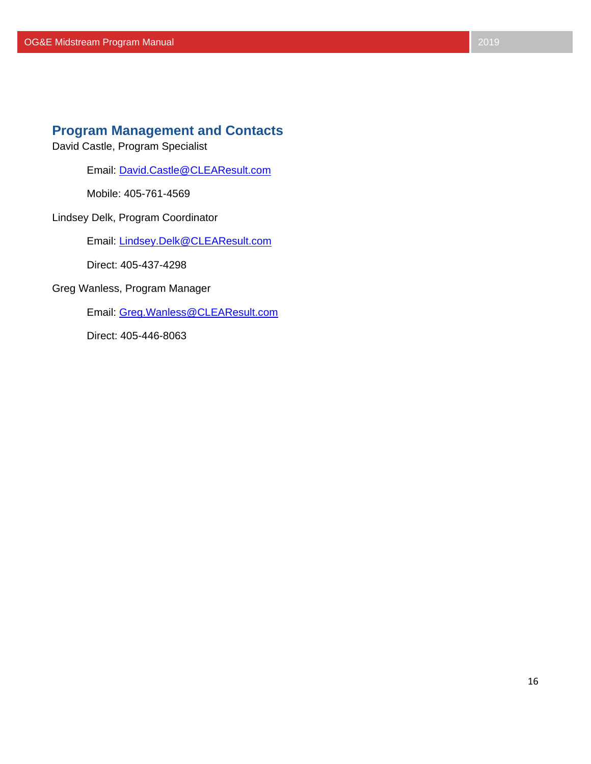## Program Management and Contacts

David Castle, Program Specialist

> Email: David.Castle@CLEAResult.com
>
> Mobile: 405-761-4569

Lindsey Delk, Program Coordinator

> Email: Lindsey.Delk@CLEAResult.com
>
> Direct: 405-437-4298

Greg Wanless, Program Manager

> Email: Greg.Wanless@CLEAResult.com
>
> Direct: 405-446-8063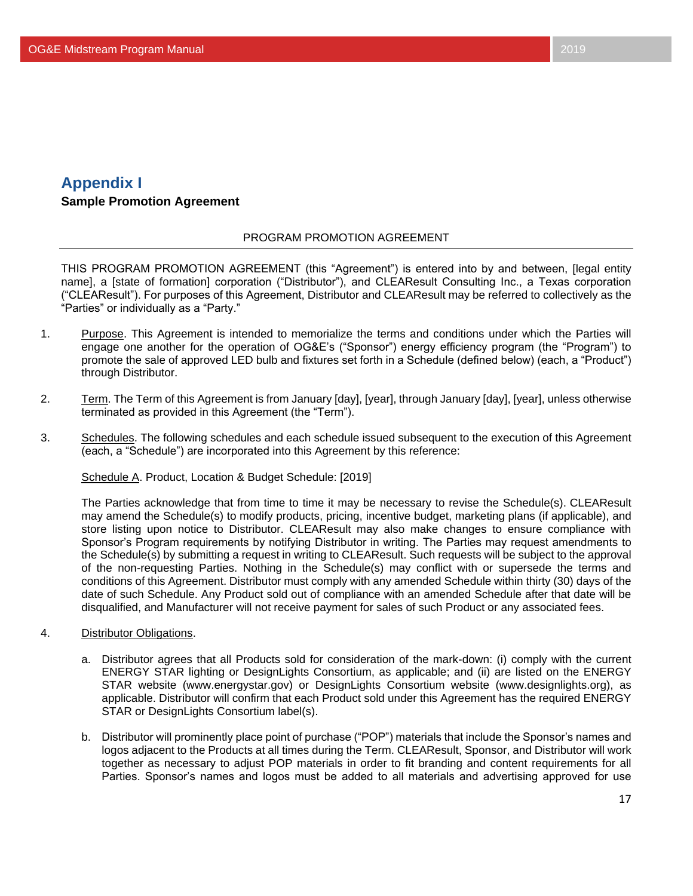# Appendix I

**Sample Promotion Agreement**

PROGRAM PROMOTION AGREEMENT

---

THIS PROGRAM PROMOTION AGREEMENT (this "Agreement") is entered into by and between, [legal entity name], a [state of formation] corporation ("Distributor"), and CLEAResult Consulting Inc., a Texas corporation ("CLEAResult"). For purposes of this Agreement, Distributor and CLEAResult may be referred to collectively as the "Parties" or individually as a "Party."

1. Purpose. This Agreement is intended to memorialize the terms and conditions under which the Parties will engage one another for the operation of OG&E's ("Sponsor") energy efficiency program (the "Program") to promote the sale of approved LED bulb and fixtures set forth in a Schedule (defined below) (each, a "Product") through Distributor.

2. Term. The Term of this Agreement is from January [day], [year], through January [day], [year], unless otherwise terminated as provided in this Agreement (the "Term").

3. Schedules. The following schedules and each schedule issued subsequent to the execution of this Agreement (each, a "Schedule") are incorporated into this Agreement by this reference:

   Schedule A. Product, Location & Budget Schedule: [2019]

   The Parties acknowledge that from time to time it may be necessary to revise the Schedule(s). CLEAResult may amend the Schedule(s) to modify products, pricing, incentive budget, marketing plans (if applicable), and store listing upon notice to Distributor. CLEAResult may also make changes to ensure compliance with Sponsor's Program requirements by notifying Distributor in writing. The Parties may request amendments to the Schedule(s) by submitting a request in writing to CLEAResult. Such requests will be subject to the approval of the non-requesting Parties. Nothing in the Schedule(s) may conflict with or supersede the terms and conditions of this Agreement. Distributor must comply with any amended Schedule within thirty (30) days of the date of such Schedule. Any Product sold out of compliance with an amended Schedule after that date will be disqualified, and Manufacturer will not receive payment for sales of such Product or any associated fees.

4. Distributor Obligations.

   a. Distributor agrees that all Products sold for consideration of the mark-down: (i) comply with the current ENERGY STAR lighting or DesignLights Consortium, as applicable; and (ii) are listed on the ENERGY STAR website (www.energystar.gov) or DesignLights Consortium website (www.designlights.org), as applicable. Distributor will confirm that each Product sold under this Agreement has the required ENERGY STAR or DesignLights Consortium label(s).

   b. Distributor will prominently place point of purchase ("POP") materials that include the Sponsor's names and logos adjacent to the Products at all times during the Term. CLEAResult, Sponsor, and Distributor will work together as necessary to adjust POP materials in order to fit branding and content requirements for all Parties. Sponsor's names and logos must be added to all materials and advertising approved for use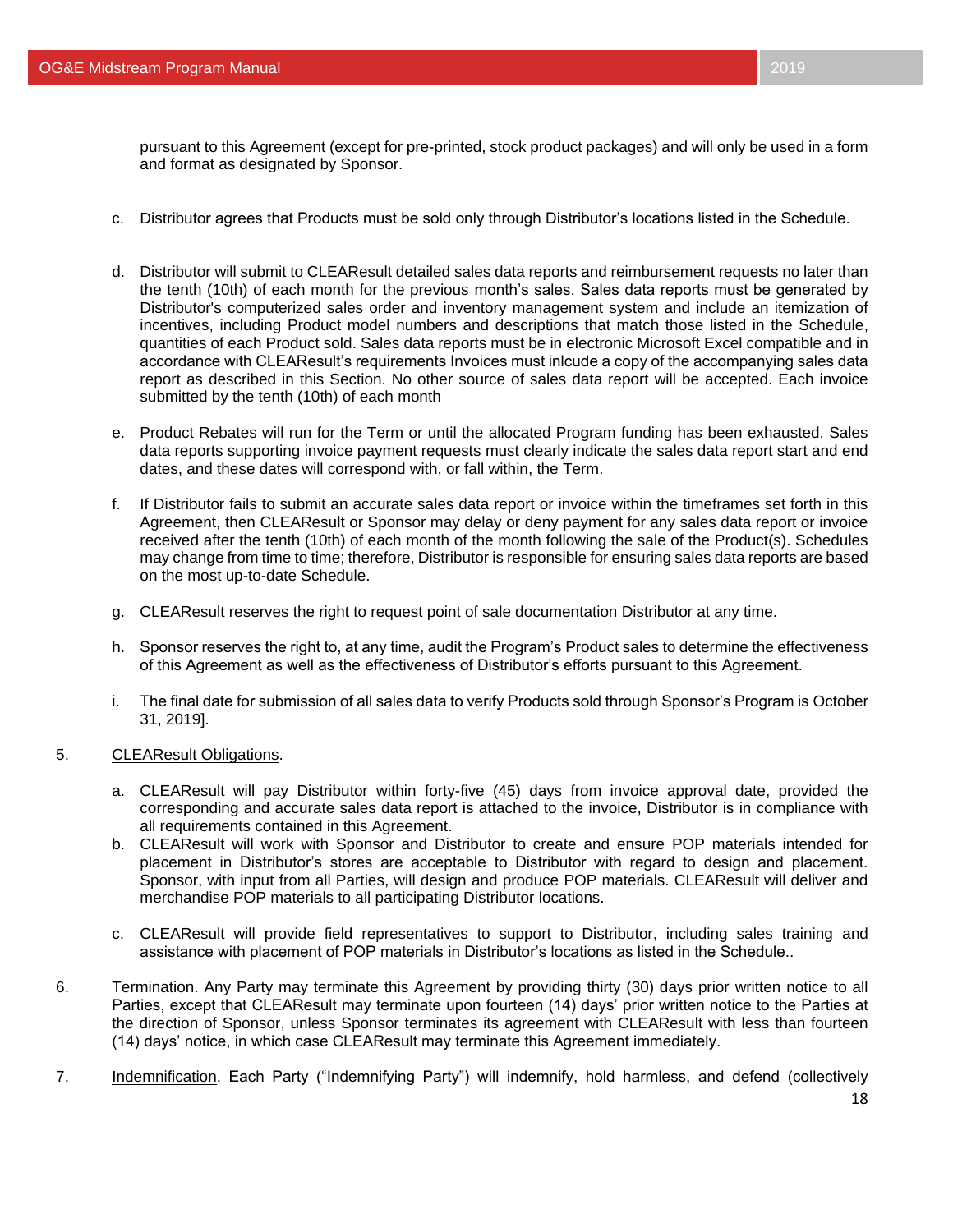pursuant to this Agreement (except for pre-printed, stock product packages) and will only be used in a form and format as designated by Sponsor.

c. Distributor agrees that Products must be sold only through Distributor's locations listed in the Schedule.

d. Distributor will submit to CLEAResult detailed sales data reports and reimbursement requests no later than the tenth (10th) of each month for the previous month's sales. Sales data reports must be generated by Distributor's computerized sales order and inventory management system and include an itemization of incentives, including Product model numbers and descriptions that match those listed in the Schedule, quantities of each Product sold. Sales data reports must be in electronic Microsoft Excel compatible and in accordance with CLEAResult's requirements Invoices must inlcude a copy of the accompanying sales data report as described in this Section. No other source of sales data report will be accepted. Each invoice submitted by the tenth (10th) of each month

e. Product Rebates will run for the Term or until the allocated Program funding has been exhausted. Sales data reports supporting invoice payment requests must clearly indicate the sales data report start and end dates, and these dates will correspond with, or fall within, the Term.

f. If Distributor fails to submit an accurate sales data report or invoice within the timeframes set forth in this Agreement, then CLEAResult or Sponsor may delay or deny payment for any sales data report or invoice received after the tenth (10th) of each month of the month following the sale of the Product(s). Schedules may change from time to time; therefore, Distributor is responsible for ensuring sales data reports are based on the most up-to-date Schedule.

g. CLEAResult reserves the right to request point of sale documentation Distributor at any time.

h. Sponsor reserves the right to, at any time, audit the Program's Product sales to determine the effectiveness of this Agreement as well as the effectiveness of Distributor's efforts pursuant to this Agreement.

i. The final date for submission of all sales data to verify Products sold through Sponsor's Program is October 31, 2019].

5. CLEAResult Obligations.

a. CLEAResult will pay Distributor within forty-five (45) days from invoice approval date, provided the corresponding and accurate sales data report is attached to the invoice, Distributor is in compliance with all requirements contained in this Agreement.

b. CLEAResult will work with Sponsor and Distributor to create and ensure POP materials intended for placement in Distributor's stores are acceptable to Distributor with regard to design and placement. Sponsor, with input from all Parties, will design and produce POP materials. CLEAResult will deliver and merchandise POP materials to all participating Distributor locations.

c. CLEAResult will provide field representatives to support to Distributor, including sales training and assistance with placement of POP materials in Distributor's locations as listed in the Schedule..

6. Termination. Any Party may terminate this Agreement by providing thirty (30) days prior written notice to all Parties, except that CLEAResult may terminate upon fourteen (14) days' prior written notice to the Parties at the direction of Sponsor, unless Sponsor terminates its agreement with CLEAResult with less than fourteen (14) days' notice, in which case CLEAResult may terminate this Agreement immediately.

7. Indemnification. Each Party ("Indemnifying Party") will indemnify, hold harmless, and defend (collectively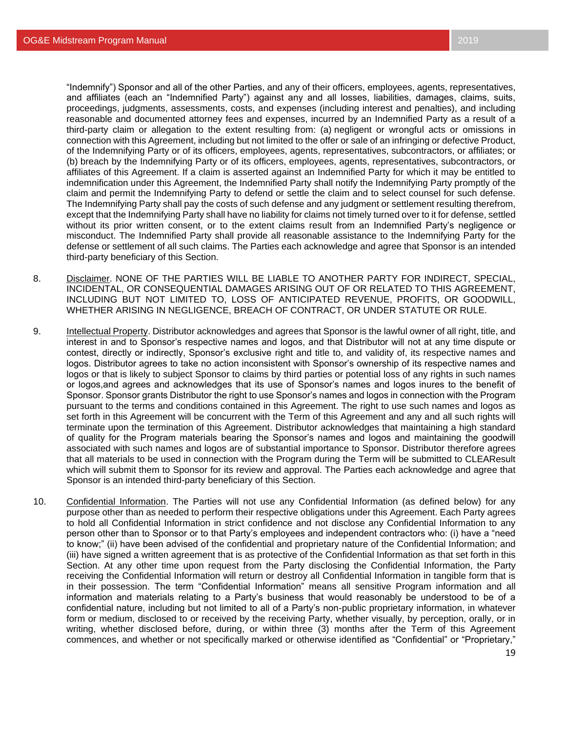"Indemnify") Sponsor and all of the other Parties, and any of their officers, employees, agents, representatives, and affiliates (each an "Indemnified Party") against any and all losses, liabilities, damages, claims, suits, proceedings, judgments, assessments, costs, and expenses (including interest and penalties), and including reasonable and documented attorney fees and expenses, incurred by an Indemnified Party as a result of a third-party claim or allegation to the extent resulting from: (a) negligent or wrongful acts or omissions in connection with this Agreement, including but not limited to the offer or sale of an infringing or defective Product, of the Indemnifying Party or of its officers, employees, agents, representatives, subcontractors, or affiliates; or (b) breach by the Indemnifying Party or of its officers, employees, agents, representatives, subcontractors, or affiliates of this Agreement. If a claim is asserted against an Indemnified Party for which it may be entitled to indemnification under this Agreement, the Indemnified Party shall notify the Indemnifying Party promptly of the claim and permit the Indemnifying Party to defend or settle the claim and to select counsel for such defense. The Indemnifying Party shall pay the costs of such defense and any judgment or settlement resulting therefrom, except that the Indemnifying Party shall have no liability for claims not timely turned over to it for defense, settled without its prior written consent, or to the extent claims result from an Indemnified Party's negligence or misconduct. The Indemnified Party shall provide all reasonable assistance to the Indemnifying Party for the defense or settlement of all such claims. The Parties each acknowledge and agree that Sponsor is an intended third-party beneficiary of this Section.

8. Disclaimer. NONE OF THE PARTIES WILL BE LIABLE TO ANOTHER PARTY FOR INDIRECT, SPECIAL, INCIDENTAL, OR CONSEQUENTIAL DAMAGES ARISING OUT OF OR RELATED TO THIS AGREEMENT, INCLUDING BUT NOT LIMITED TO, LOSS OF ANTICIPATED REVENUE, PROFITS, OR GOODWILL, WHETHER ARISING IN NEGLIGENCE, BREACH OF CONTRACT, OR UNDER STATUTE OR RULE.

9. Intellectual Property. Distributor acknowledges and agrees that Sponsor is the lawful owner of all right, title, and interest in and to Sponsor's respective names and logos, and that Distributor will not at any time dispute or contest, directly or indirectly, Sponsor's exclusive right and title to, and validity of, its respective names and logos. Distributor agrees to take no action inconsistent with Sponsor's ownership of its respective names and logos or that is likely to subject Sponsor to claims by third parties or potential loss of any rights in such names or logos,and agrees and acknowledges that its use of Sponsor's names and logos inures to the benefit of Sponsor. Sponsor grants Distributor the right to use Sponsor's names and logos in connection with the Program pursuant to the terms and conditions contained in this Agreement. The right to use such names and logos as set forth in this Agreement will be concurrent with the Term of this Agreement and any and all such rights will terminate upon the termination of this Agreement. Distributor acknowledges that maintaining a high standard of quality for the Program materials bearing the Sponsor's names and logos and maintaining the goodwill associated with such names and logos are of substantial importance to Sponsor. Distributor therefore agrees that all materials to be used in connection with the Program during the Term will be submitted to CLEAResult which will submit them to Sponsor for its review and approval. The Parties each acknowledge and agree that Sponsor is an intended third-party beneficiary of this Section.

10. Confidential Information. The Parties will not use any Confidential Information (as defined below) for any purpose other than as needed to perform their respective obligations under this Agreement. Each Party agrees to hold all Confidential Information in strict confidence and not disclose any Confidential Information to any person other than to Sponsor or to that Party's employees and independent contractors who: (i) have a "need to know;" (ii) have been advised of the confidential and proprietary nature of the Confidential Information; and (iii) have signed a written agreement that is as protective of the Confidential Information as that set forth in this Section. At any other time upon request from the Party disclosing the Confidential Information, the Party receiving the Confidential Information will return or destroy all Confidential Information in tangible form that is in their possession. The term "Confidential Information" means all sensitive Program information and all information and materials relating to a Party's business that would reasonably be understood to be of a confidential nature, including but not limited to all of a Party's non-public proprietary information, in whatever form or medium, disclosed to or received by the receiving Party, whether visually, by perception, orally, or in writing, whether disclosed before, during, or within three (3) months after the Term of this Agreement commences, and whether or not specifically marked or otherwise identified as "Confidential" or "Proprietary,"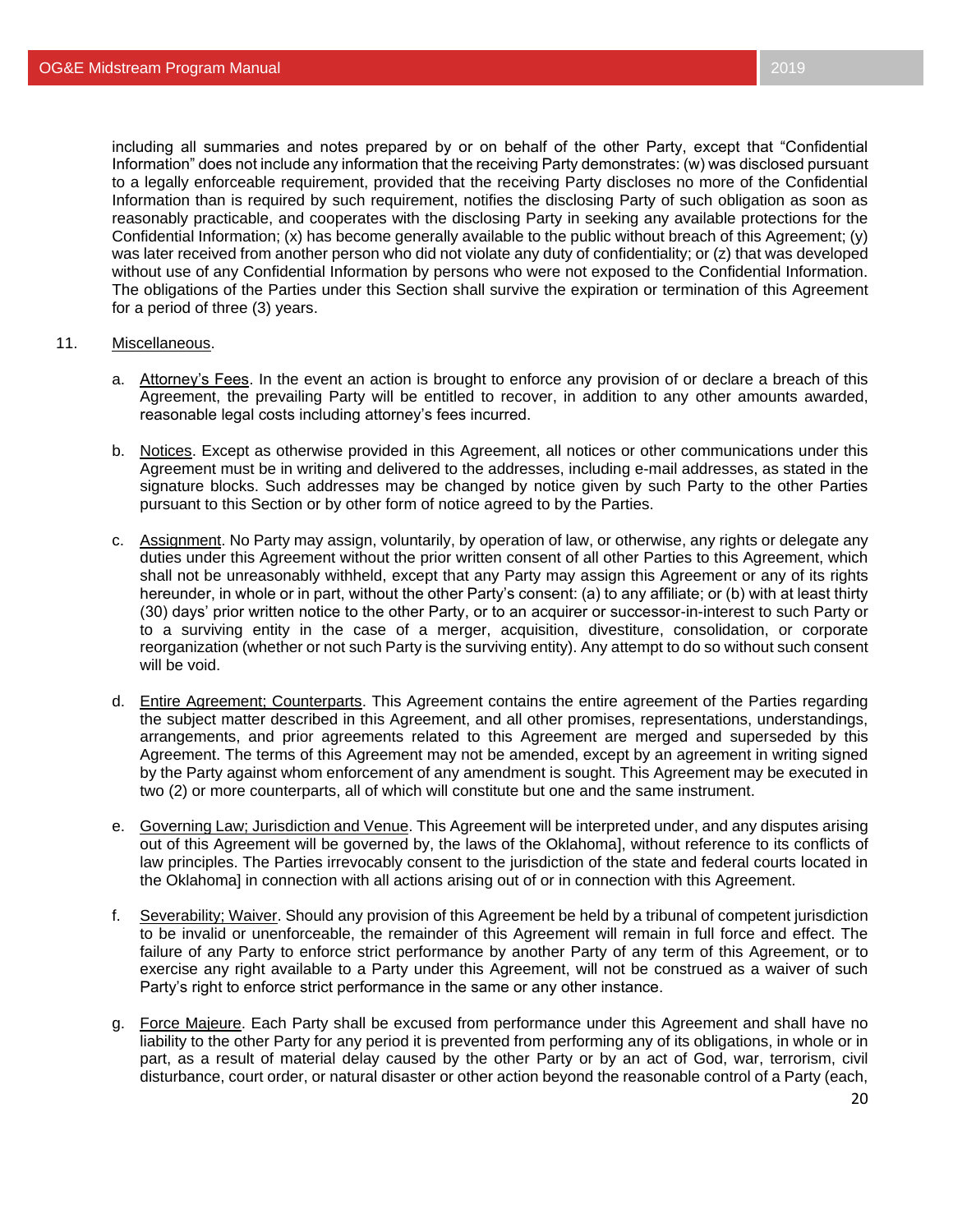including all summaries and notes prepared by or on behalf of the other Party, except that "Confidential Information" does not include any information that the receiving Party demonstrates: (w) was disclosed pursuant to a legally enforceable requirement, provided that the receiving Party discloses no more of the Confidential Information than is required by such requirement, notifies the disclosing Party of such obligation as soon as reasonably practicable, and cooperates with the disclosing Party in seeking any available protections for the Confidential Information; (x) has become generally available to the public without breach of this Agreement; (y) was later received from another person who did not violate any duty of confidentiality; or (z) that was developed without use of any Confidential Information by persons who were not exposed to the Confidential Information. The obligations of the Parties under this Section shall survive the expiration or termination of this Agreement for a period of three (3) years.

11. Miscellaneous.

a. Attorney's Fees. In the event an action is brought to enforce any provision of or declare a breach of this Agreement, the prevailing Party will be entitled to recover, in addition to any other amounts awarded, reasonable legal costs including attorney's fees incurred.

b. Notices. Except as otherwise provided in this Agreement, all notices or other communications under this Agreement must be in writing and delivered to the addresses, including e-mail addresses, as stated in the signature blocks. Such addresses may be changed by notice given by such Party to the other Parties pursuant to this Section or by other form of notice agreed to by the Parties.

c. Assignment. No Party may assign, voluntarily, by operation of law, or otherwise, any rights or delegate any duties under this Agreement without the prior written consent of all other Parties to this Agreement, which shall not be unreasonably withheld, except that any Party may assign this Agreement or any of its rights hereunder, in whole or in part, without the other Party's consent: (a) to any affiliate; or (b) with at least thirty (30) days' prior written notice to the other Party, or to an acquirer or successor-in-interest to such Party or to a surviving entity in the case of a merger, acquisition, divestiture, consolidation, or corporate reorganization (whether or not such Party is the surviving entity). Any attempt to do so without such consent will be void.

d. Entire Agreement; Counterparts. This Agreement contains the entire agreement of the Parties regarding the subject matter described in this Agreement, and all other promises, representations, understandings, arrangements, and prior agreements related to this Agreement are merged and superseded by this Agreement. The terms of this Agreement may not be amended, except by an agreement in writing signed by the Party against whom enforcement of any amendment is sought. This Agreement may be executed in two (2) or more counterparts, all of which will constitute but one and the same instrument.

e. Governing Law; Jurisdiction and Venue. This Agreement will be interpreted under, and any disputes arising out of this Agreement will be governed by, the laws of the Oklahoma], without reference to its conflicts of law principles. The Parties irrevocably consent to the jurisdiction of the state and federal courts located in the Oklahoma] in connection with all actions arising out of or in connection with this Agreement.

f. Severability; Waiver. Should any provision of this Agreement be held by a tribunal of competent jurisdiction to be invalid or unenforceable, the remainder of this Agreement will remain in full force and effect. The failure of any Party to enforce strict performance by another Party of any term of this Agreement, or to exercise any right available to a Party under this Agreement, will not be construed as a waiver of such Party's right to enforce strict performance in the same or any other instance.

g. Force Majeure. Each Party shall be excused from performance under this Agreement and shall have no liability to the other Party for any period it is prevented from performing any of its obligations, in whole or in part, as a result of material delay caused by the other Party or by an act of God, war, terrorism, civil disturbance, court order, or natural disaster or other action beyond the reasonable control of a Party (each,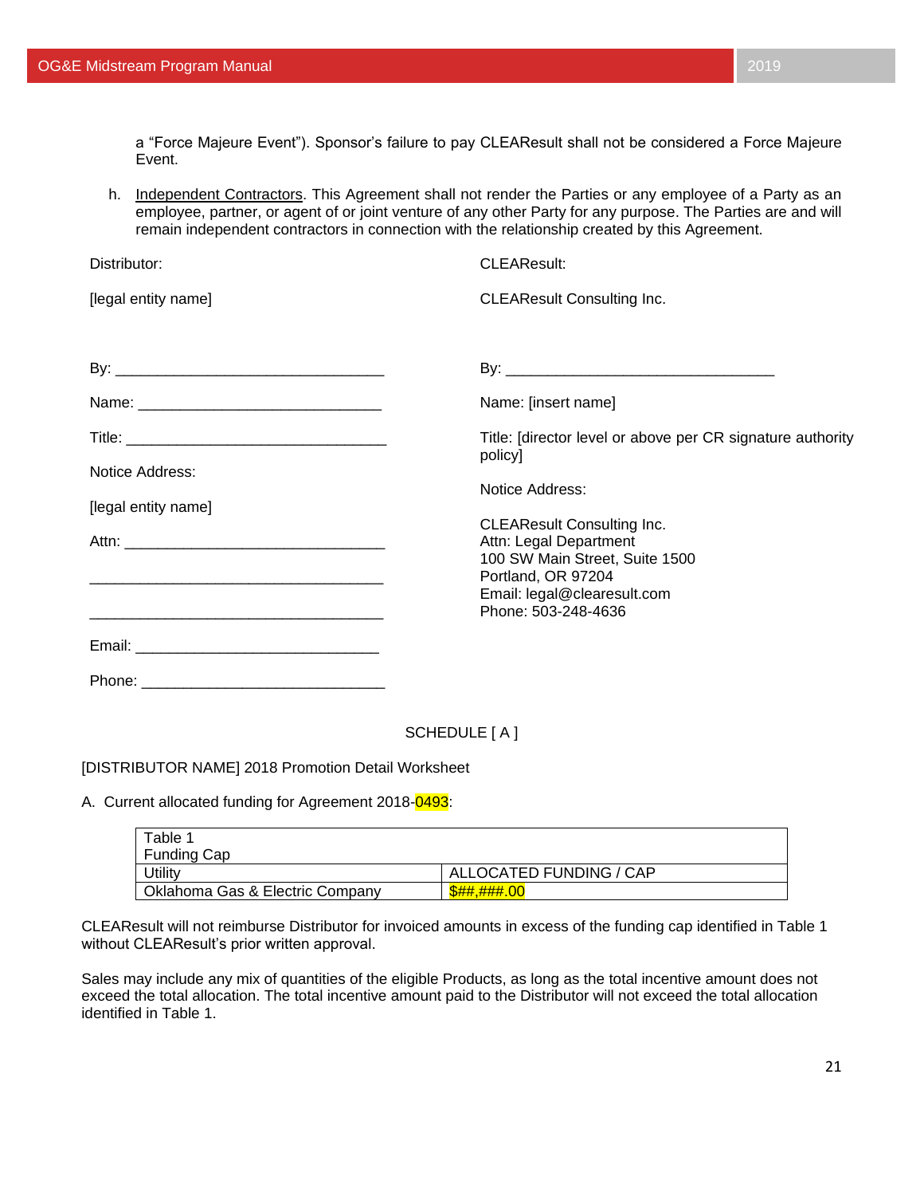a "Force Majeure Event"). Sponsor's failure to pay CLEAResult shall not be considered a Force Majeure Event.

h. Independent Contractors. This Agreement shall not render the Parties or any employee of a Party as an employee, partner, or agent of or joint venture of any other Party for any purpose. The Parties are and will remain independent contractors in connection with the relationship created by this Agreement.

Distributor:

[legal entity name]

By: ________________________________

Name: _____________________________

Title: ______________________________

Notice Address:

[legal entity name]

Attn: _______________________________

____________________________________

____________________________________

Email: _____________________________

Phone: _____________________________

CLEAResult:

CLEAResult Consulting Inc.

By: ________________________________

Name: [insert name]

Title: [director level or above per CR signature authority policy]

Notice Address:

CLEAResult Consulting Inc.
Attn: Legal Department
100 SW Main Street, Suite 1500
Portland, OR 97204
Email: legal@clearesult.com
Phone: 503-248-4636

SCHEDULE [ A ]

[DISTRIBUTOR NAME] 2018 Promotion Detail Worksheet

A. Current allocated funding for Agreement 2018-0493:

| Table 1<br>Funding Cap | |
|---|---|
| Utility | ALLOCATED FUNDING / CAP |
| Oklahoma Gas & Electric Company | $##,###.00 |

CLEAResult will not reimburse Distributor for invoiced amounts in excess of the funding cap identified in Table 1 without CLEAResult's prior written approval.

Sales may include any mix of quantities of the eligible Products, as long as the total incentive amount does not exceed the total allocation. The total incentive amount paid to the Distributor will not exceed the total allocation identified in Table 1.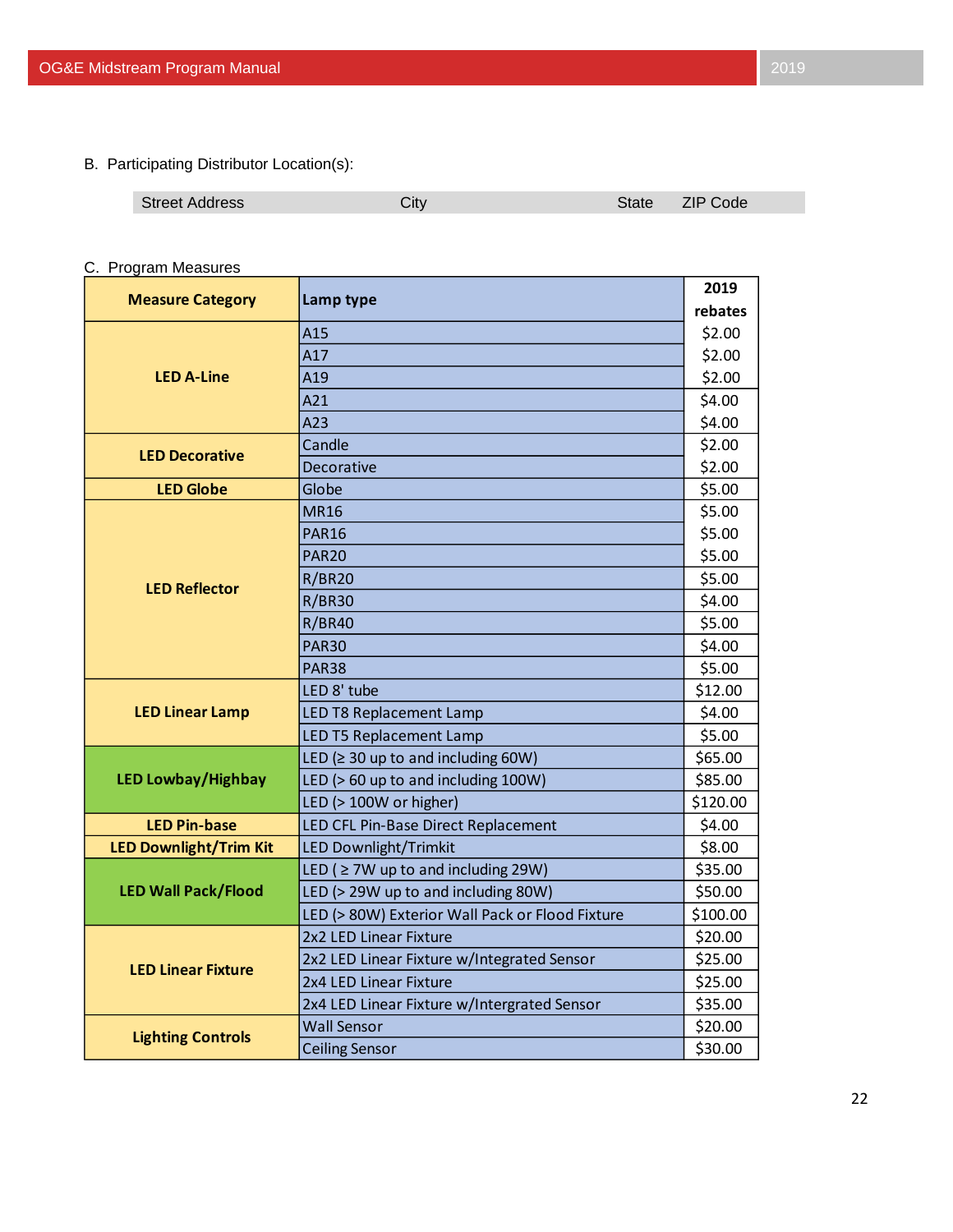B. Participating Distributor Location(s):

| Street Address | City | State | ZIP Code |
|---|---|---|---|
| | | | |

C. Program Measures

| Measure Category | Lamp type | 2019 rebates |
|---|---|---|
| LED A-Line | A15 | $2.00 |
| | A17 | $2.00 |
| | A19 | $2.00 |
| | A21 | $4.00 |
| | A23 | $4.00 |
| LED Decorative | Candle | $2.00 |
| | Decorative | $2.00 |
| LED Globe | Globe | $5.00 |
| LED Reflector | MR16 | $5.00 |
| | PAR16 | $5.00 |
| | PAR20 | $5.00 |
| | R/BR20 | $5.00 |
| | R/BR30 | $4.00 |
| | R/BR40 | $5.00 |
| | PAR30 | $4.00 |
| | PAR38 | $5.00 |
| LED Linear Lamp | LED 8' tube | $12.00 |
| | LED T8 Replacement Lamp | $4.00 |
| | LED T5 Replacement Lamp | $5.00 |
| LED Lowbay/Highbay | LED (≥ 30 up to and including 60W) | $65.00 |
| | LED (> 60 up to and including 100W) | $85.00 |
| | LED (> 100W or higher) | $120.00 |
| LED Pin-base | LED CFL Pin-Base Direct Replacement | $4.00 |
| LED Downlight/Trim Kit | LED Downlight/Trimkit | $8.00 |
| LED Wall Pack/Flood | LED ( ≥ 7W up to and including 29W) | $35.00 |
| | LED (> 29W up to and including 80W) | $50.00 |
| | LED (> 80W) Exterior Wall Pack or Flood Fixture | $100.00 |
| LED Linear Fixture | 2x2 LED Linear Fixture | $20.00 |
| | 2x2 LED Linear Fixture w/Integrated Sensor | $25.00 |
| | 2x4 LED Linear Fixture | $25.00 |
| | 2x4 LED Linear Fixture w/Intergrated Sensor | $35.00 |
| Lighting Controls | Wall Sensor | $20.00 |
| | Ceiling Sensor | $30.00 |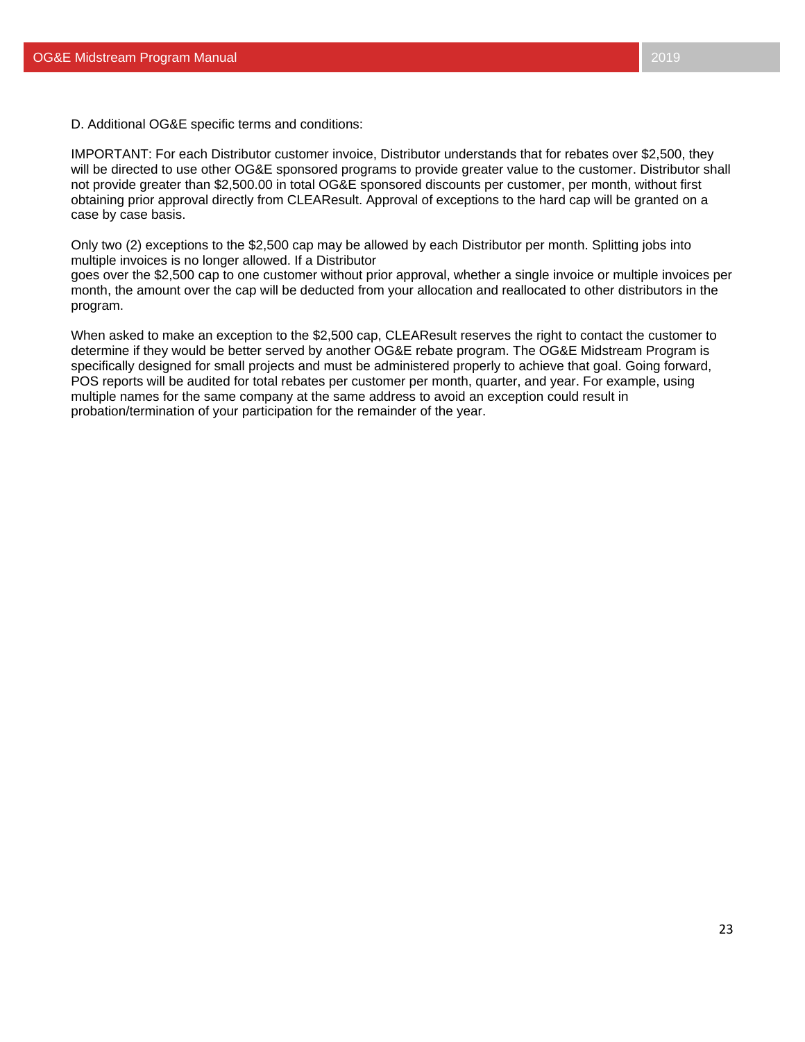D. Additional OG&E specific terms and conditions:

IMPORTANT: For each Distributor customer invoice, Distributor understands that for rebates over $2,500, they will be directed to use other OG&E sponsored programs to provide greater value to the customer. Distributor shall not provide greater than $2,500.00 in total OG&E sponsored discounts per customer, per month, without first obtaining prior approval directly from CLEAResult. Approval of exceptions to the hard cap will be granted on a case by case basis.

Only two (2) exceptions to the $2,500 cap may be allowed by each Distributor per month. Splitting jobs into multiple invoices is no longer allowed. If a Distributor goes over the $2,500 cap to one customer without prior approval, whether a single invoice or multiple invoices per month, the amount over the cap will be deducted from your allocation and reallocated to other distributors in the program.

When asked to make an exception to the $2,500 cap, CLEAResult reserves the right to contact the customer to determine if they would be better served by another OG&E rebate program. The OG&E Midstream Program is specifically designed for small projects and must be administered properly to achieve that goal. Going forward, POS reports will be audited for total rebates per customer per month, quarter, and year. For example, using multiple names for the same company at the same address to avoid an exception could result in probation/termination of your participation for the remainder of the year.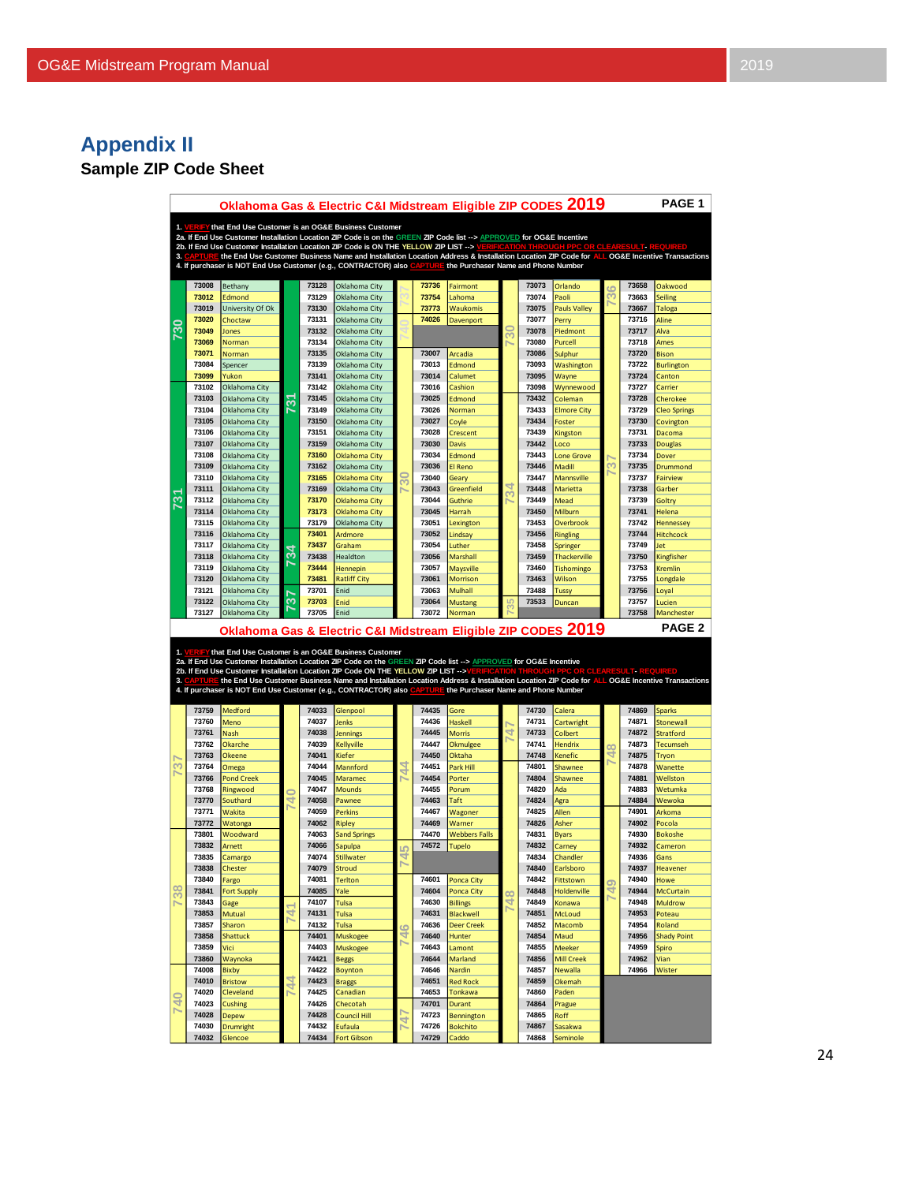# Appendix II

## Sample ZIP Code Sheet

**Oklahoma Gas & Electric C&I Midstream Eligible ZIP CODES 2019** — PAGE 1

1. VERIFY that End Use Customer is an OG&E Business Customer
2a. If End Use Customer Installation Location ZIP Code is on the GREEN ZIP Code list --> APPROVED for OG&E Incentive
2b. If End Use Customer Installation Location ZIP Code is ON THE YELLOW ZIP LIST --> VERIFICATION THROUGH PPC OR CLEARESULT- REQUIRED
3. CAPTURE the End Use Customer Business Name and Installation Location Address & Installation Location ZIP Code for ALL OG&E Incentive Transactions
4. If purchaser is NOT End Use Customer (e.g., CONTRACTOR) also CAPTURE the Purchaser Name and Phone Number

| ZIP | City | ZIP | City | ZIP | City | ZIP | City | ZIP | City |
|---|---|---|---|---|---|---|---|---|---|
| 73008 | Bethany | 73128 | Oklahoma City | 73736 | Fairmont | 73073 | Orlando | 73658 | Oakwood |
| 73012 | Edmond | 73129 | Oklahoma City | 73754 | Lahoma | 73074 | Paoli | 73663 | Seiling |
| 73019 | University Of Ok | 73130 | Oklahoma City | 73773 | Waukomis | 73075 | Pauls Valley | 73667 | Taloga |
| 73020 | Choctaw | 73131 | Oklahoma City | 74026 | Davenport | 73077 | Perry | 73716 | Aline |
| 73049 | Jones | 73132 | Oklahoma City | | | 73078 | Piedmont | 73717 | Alva |
| 73069 | Norman | 73134 | Oklahoma City | | | 73080 | Purcell | 73718 | Ames |
| 73071 | Norman | 73135 | Oklahoma City | 73007 | Arcadia | 73086 | Sulphur | 73720 | Bison |
| 73084 | Spencer | 73139 | Oklahoma City | 73013 | Edmond | 73093 | Washington | 73722 | Burlington |
| 73099 | Yukon | 73141 | Oklahoma City | 73014 | Calumet | 73095 | Wayne | 73724 | Canton |
| 73102 | Oklahoma City | 73142 | Oklahoma City | 73016 | Cashion | 73098 | Wynnewood | 73727 | Carrier |
| 73103 | Oklahoma City | 73145 | Oklahoma City | 73025 | Edmond | 73432 | Coleman | 73728 | Cherokee |
| 73104 | Oklahoma City | 73149 | Oklahoma City | 73026 | Norman | 73433 | Elmore City | 73729 | Cleo Springs |
| 73105 | Oklahoma City | 73150 | Oklahoma City | 73027 | Coyle | 73434 | Foster | 73730 | Covington |
| 73106 | Oklahoma City | 73151 | Oklahoma City | 73028 | Crescent | 73439 | Kingston | 73731 | Dacoma |
| 73107 | Oklahoma City | 73159 | Oklahoma City | 73030 | Davis | 73442 | Loco | 73733 | Douglas |
| 73108 | Oklahoma City | 73160 | Oklahoma City | 73034 | Edmond | 73443 | Lone Grove | 73734 | Dover |
| 73109 | Oklahoma City | 73162 | Oklahoma City | 73036 | El Reno | 73446 | Madill | 73735 | Drummond |
| 73110 | Oklahoma City | 73165 | Oklahoma City | 73040 | Geary | 73447 | Mannsville | 73737 | Fairview |
| 73111 | Oklahoma City | 73169 | Oklahoma City | 73043 | Greenfield | 73448 | Marietta | 73738 | Garber |
| 73112 | Oklahoma City | 73170 | Oklahoma City | 73044 | Guthrie | 73449 | Mead | 73739 | Goltry |
| 73114 | Oklahoma City | 73173 | Oklahoma City | 73045 | Harrah | 73450 | Milburn | 73741 | Helena |
| 73115 | Oklahoma City | 73179 | Oklahoma City | 73051 | Lexington | 73453 | Overbrook | 73742 | Hennessey |
| 73116 | Oklahoma City | 73401 | Ardmore | 73052 | Lindsay | 73456 | Ringling | 73744 | Hitchcock |
| 73117 | Oklahoma City | 73437 | Graham | 73054 | Luther | 73458 | Springer | 73749 | Jet |
| 73118 | Oklahoma City | 73438 | Healdton | 73056 | Marshall | 73459 | Thackerville | 73750 | Kingfisher |
| 73119 | Oklahoma City | 73444 | Hennepin | 73057 | Maysville | 73460 | Tishomingo | 73753 | Kremlin |
| 73120 | Oklahoma City | 73481 | Ratliff City | 73061 | Morrison | 73463 | Wilson | 73755 | Longdale |
| 73121 | Oklahoma City | 73701 | Enid | 73063 | Mulhall | 73488 | Tussy | 73756 | Loyal |
| 73122 | Oklahoma City | 73703 | Enid | 73064 | Mustang | 73533 | Duncan | 73757 | Lucien |
| 73127 | Oklahoma City | 73705 | Enid | 73072 | Norman | | | 73758 | Manchester |

**Oklahoma Gas & Electric C&I Midstream Eligible ZIP CODES 2019** — PAGE 2

1. VERIFY that End Use Customer is an OG&E Business Customer
2a. If End Use Customer Installation Location ZIP Code is on the GREEN ZIP Code list --> APPROVED for OG&E Incentive
2b. If End Use Customer Installation Location ZIP Code ON THE YELLOW ZIP LIST -->VERIFICATION THROUGH PPC OR CLEARESULT- REQUIRED
3. CAPTURE the End Use Customer Business Name and Installation Location Address & Installation Location ZIP Code for ALL OG&E Incentive Transactions
4. If purchaser is NOT End Use Customer (e.g., CONTRACTOR) also CAPTURE the Purchaser Name and Phone Number

| ZIP | City | ZIP | City | ZIP | City | ZIP | City | ZIP | City |
|---|---|---|---|---|---|---|---|---|---|
| 73759 | Medford | 74033 | Glenpool | 74435 | Gore | 74730 | Calera | 74869 | Sparks |
| 73760 | Meno | 74037 | Jenks | 74436 | Haskell | 74731 | Cartwright | 74871 | Stonewall |
| 73761 | Nash | 74038 | Jennings | 74445 | Morris | 74733 | Colbert | 74872 | Stratford |
| 73762 | Okarche | 74039 | Kellyville | 74447 | Okmulgee | 74741 | Hendrix | 74873 | Tecumseh |
| 73763 | Okeene | 74041 | Kiefer | 74450 | Oktaha | 74748 | Kenefic | 74875 | Tryon |
| 73764 | Omega | 74044 | Mannford | 74451 | Park Hill | 74801 | Shawnee | 74878 | Wanette |
| 73766 | Pond Creek | 74045 | Maramec | 74454 | Porter | 74804 | Shawnee | 74881 | Wellston |
| 73768 | Ringwood | 74047 | Mounds | 74455 | Porum | 74820 | Ada | 74883 | Wetumka |
| 73770 | Southard | 74058 | Pawnee | 74463 | Taft | 74824 | Agra | 74884 | Wewoka |
| 73771 | Wakita | 74059 | Perkins | 74467 | Wagoner | 74825 | Allen | 74901 | Arkoma |
| 73772 | Watonga | 74062 | Ripley | 74469 | Warner | 74826 | Asher | 74902 | Pocola |
| 73801 | Woodward | 74063 | Sand Springs | 74470 | Webbers Falls | 74831 | Byars | 74930 | Bokoshe |
| 73832 | Arnett | 74066 | Sapulpa | 74572 | Tupelo | 74832 | Carney | 74932 | Cameron |
| 73835 | Camargo | 74074 | Stillwater | | | 74834 | Chandler | 74936 | Gans |
| 73838 | Chester | 74079 | Stroud | | | 74840 | Earlsboro | 74937 | Heavener |
| 73840 | Fargo | 74081 | Terlton | 74601 | Ponca City | 74842 | Fittstown | 74940 | Howe |
| 73841 | Fort Supply | 74085 | Yale | 74604 | Ponca City | 74848 | Holdenville | 74944 | McCurtain |
| 73843 | Gage | 74107 | Tulsa | 74630 | Billings | 74849 | Konawa | 74948 | Muldrow |
| 73853 | Mutual | 74131 | Tulsa | 74631 | Blackwell | 74851 | McLoud | 74953 | Poteau |
| 73857 | Sharon | 74132 | Tulsa | 74636 | Deer Creek | 74852 | Macomb | 74954 | Roland |
| 73858 | Shattuck | 74401 | Muskogee | 74640 | Hunter | 74854 | Maud | 74956 | Shady Point |
| 73859 | Vici | 74403 | Muskogee | 74643 | Lamont | 74855 | Meeker | 74959 | Spiro |
| 73860 | Waynoka | 74421 | Beggs | 74644 | Marland | 74856 | Mill Creek | 74962 | Vian |
| 74008 | Bixby | 74422 | Boynton | 74646 | Nardin | 74857 | Newalla | 74966 | Wister |
| 74010 | Bristow | 74423 | Braggs | 74651 | Red Rock | 74859 | Okemah | | |
| 74020 | Cleveland | 74425 | Canadian | 74653 | Tonkawa | 74860 | Paden | | |
| 74023 | Cushing | 74426 | Checotah | 74701 | Durant | 74864 | Prague | | |
| 74028 | Depew | 74428 | Council Hill | 74723 | Bennington | 74865 | Roff | | |
| 74030 | Drumright | 74432 | Eufaula | 74726 | Bokchito | 74867 | Sasakwa | | |
| 74032 | Glencoe | 74434 | Fort Gibson | 74729 | Caddo | 74868 | Seminole | | |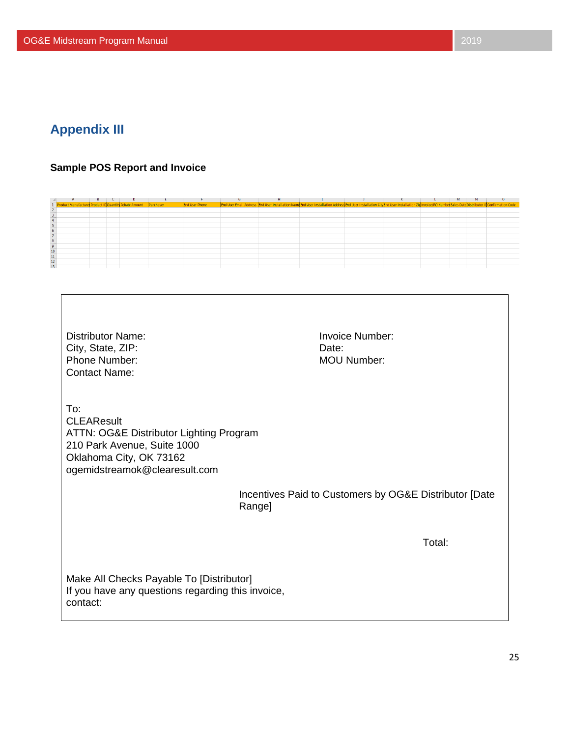## Appendix III

**Sample POS Report and Invoice**

| Product Manufacturer | Product ID | Quantity | Rebate Amount | Purchaser | End User Phone | End User Email Address | End User Installation Name | End User Installation Address | End User Installation City | End User Installation Zip | Invoice/PO Number | Sales Date | Distributor ID | Confirmation Code |
|---|---|---|---|---|---|---|---|---|---|---|---|---|---|---|
| | | | | | | | | | | | | | | |

Distributor Name:
City, State, ZIP:
Phone Number:
Contact Name:

Invoice Number:
Date:
MOU Number:

To:
CLEAResult
ATTN: OG&E Distributor Lighting Program
210 Park Avenue, Suite 1000
Oklahoma City, OK 73162
ogemidstreamok@clearesult.com

Incentives Paid to Customers by OG&E Distributor [Date Range]

Total:

Make All Checks Payable To [Distributor]
If you have any questions regarding this invoice, contact: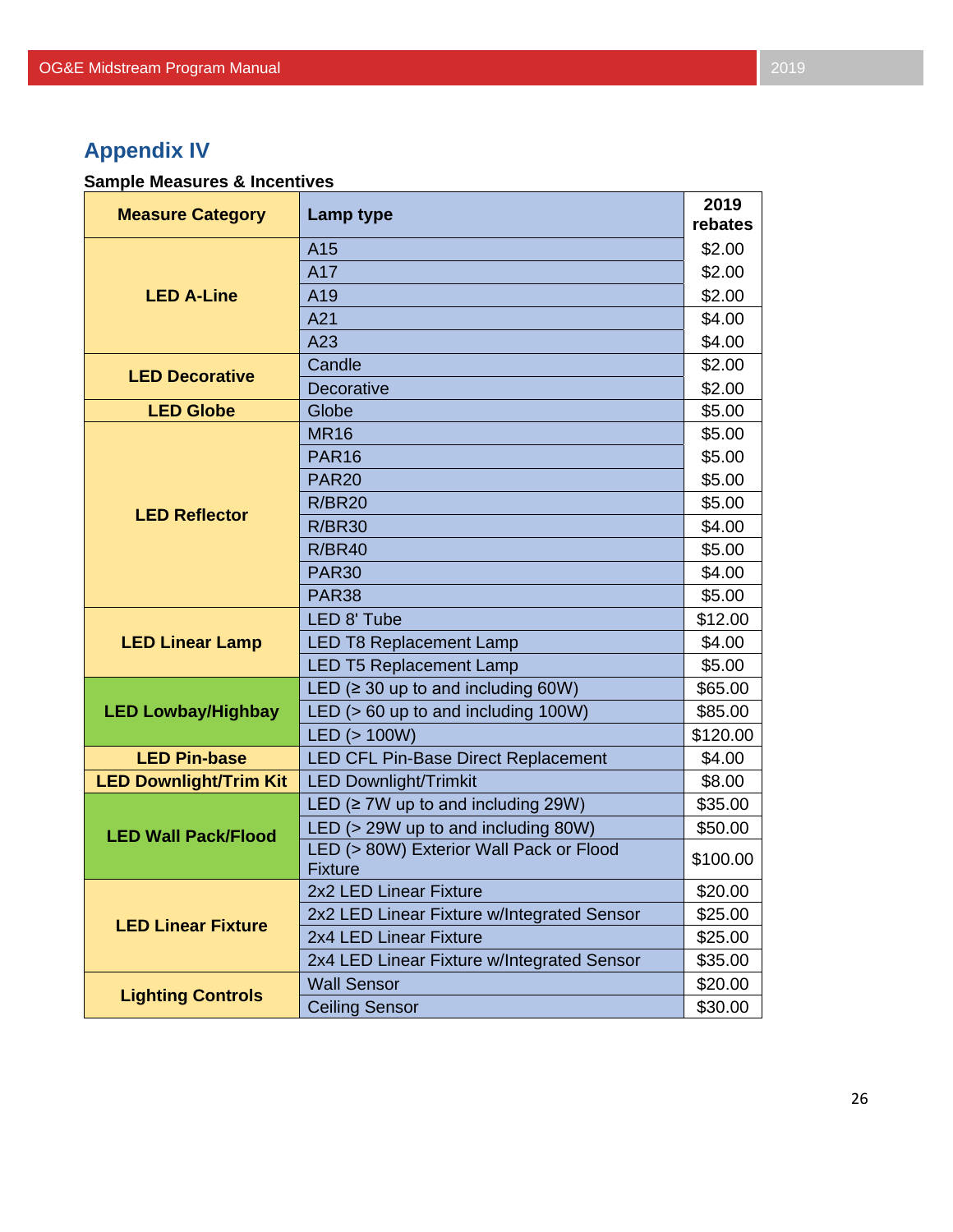## Appendix IV

**Sample Measures & Incentives**

| Measure Category | Lamp type | 2019 rebates |
|---|---|---|
| **LED A-Line** | A15 | $2.00 |
| | A17 | $2.00 |
| | A19 | $2.00 |
| | A21 | $4.00 |
| | A23 | $4.00 |
| **LED Decorative** | Candle | $2.00 |
| | Decorative | $2.00 |
| **LED Globe** | Globe | $5.00 |
| **LED Reflector** | MR16 | $5.00 |
| | PAR16 | $5.00 |
| | PAR20 | $5.00 |
| | R/BR20 | $5.00 |
| | R/BR30 | $4.00 |
| | R/BR40 | $5.00 |
| | PAR30 | $4.00 |
| | PAR38 | $5.00 |
| **LED Linear Lamp** | LED 8' Tube | $12.00 |
| | LED T8 Replacement Lamp | $4.00 |
| | LED T5 Replacement Lamp | $5.00 |
| **LED Lowbay/Highbay** | LED (≥ 30 up to and including 60W) | $65.00 |
| | LED (> 60 up to and including 100W) | $85.00 |
| | LED (> 100W) | $120.00 |
| **LED Pin-base** | LED CFL Pin-Base Direct Replacement | $4.00 |
| **LED Downlight/Trim Kit** | LED Downlight/Trimkit | $8.00 |
| **LED Wall Pack/Flood** | LED (≥ 7W up to and including 29W) | $35.00 |
| | LED (> 29W up to and including 80W) | $50.00 |
| | LED (> 80W) Exterior Wall Pack or Flood Fixture | $100.00 |
| **LED Linear Fixture** | 2x2 LED Linear Fixture | $20.00 |
| | 2x2 LED Linear Fixture w/Integrated Sensor | $25.00 |
| | 2x4 LED Linear Fixture | $25.00 |
| | 2x4 LED Linear Fixture w/Integrated Sensor | $35.00 |
| **Lighting Controls** | Wall Sensor | $20.00 |
| | Ceiling Sensor | $30.00 |